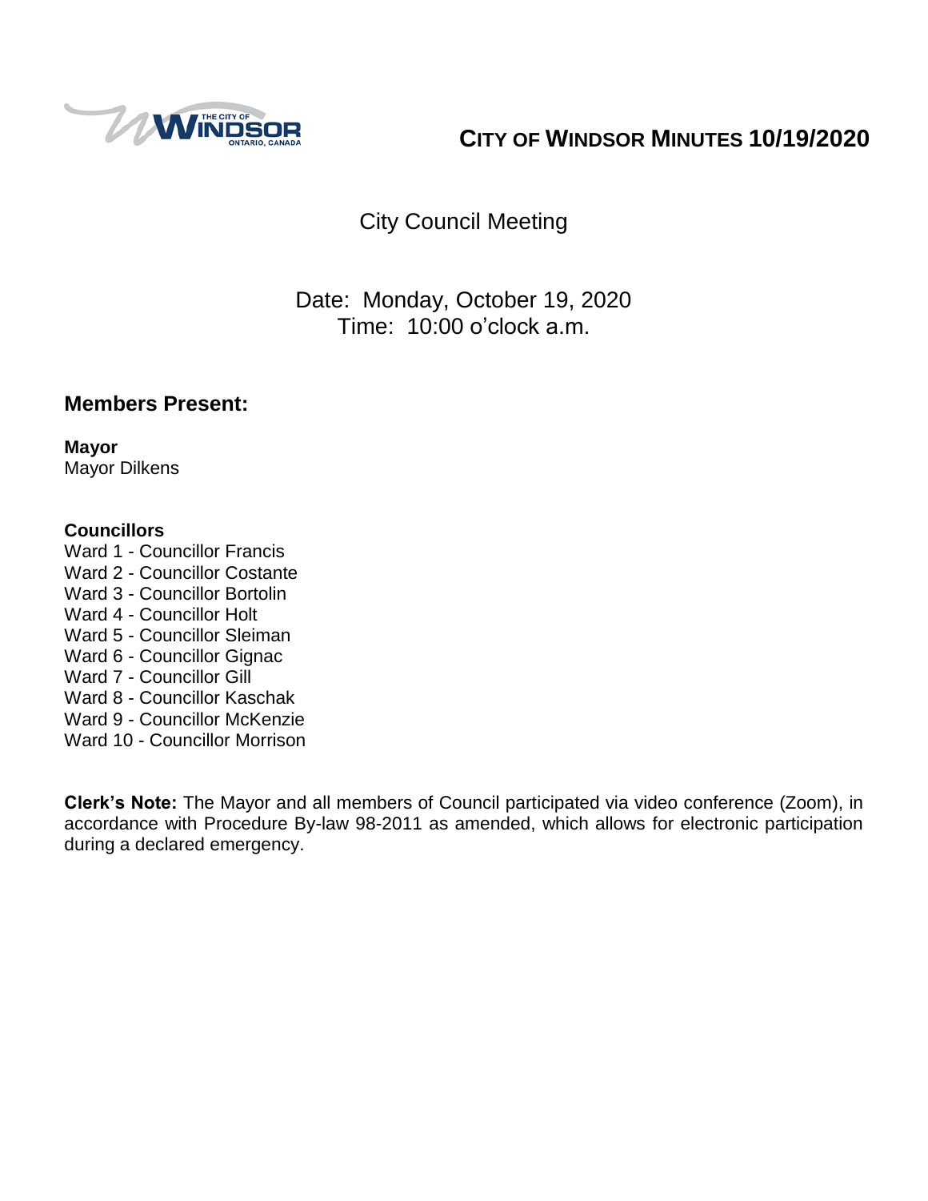# CITY OF WINDSOR MINUTES 10/19/2020

## City Council Meeting

Date: Monday, October 19, 2020
Time: 10:00 o'clock a.m.

## Members Present:

**Mayor**
Mayor Dilkens

**Councillors**
Ward 1 - Councillor Francis
Ward 2 - Councillor Costante
Ward 3 - Councillor Bortolin
Ward 4 - Councillor Holt
Ward 5 - Councillor Sleiman
Ward 6 - Councillor Gignac
Ward 7 - Councillor Gill
Ward 8 - Councillor Kaschak
Ward 9 - Councillor McKenzie
Ward 10 - Councillor Morrison

**Clerk's Note:** The Mayor and all members of Council participated via video conference (Zoom), in accordance with Procedure By-law 98-2011 as amended, which allows for electronic participation during a declared emergency.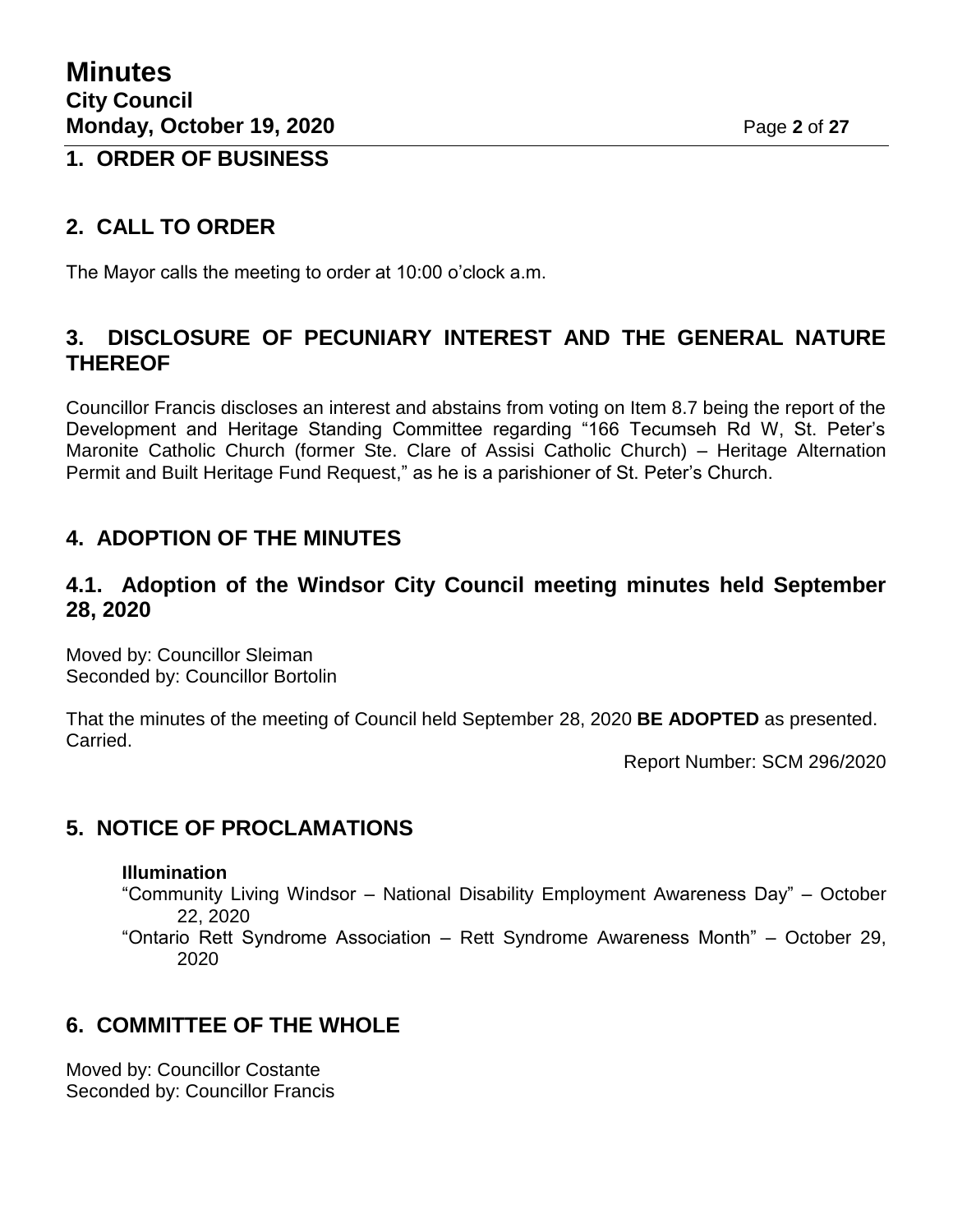## 1. ORDER OF BUSINESS

## 2. CALL TO ORDER

The Mayor calls the meeting to order at 10:00 o'clock a.m.

## 3. DISCLOSURE OF PECUNIARY INTEREST AND THE GENERAL NATURE THEREOF

Councillor Francis discloses an interest and abstains from voting on Item 8.7 being the report of the Development and Heritage Standing Committee regarding "166 Tecumseh Rd W, St. Peter's Maronite Catholic Church (former Ste. Clare of Assisi Catholic Church) – Heritage Alternation Permit and Built Heritage Fund Request," as he is a parishioner of St. Peter's Church.

## 4. ADOPTION OF THE MINUTES

### 4.1. Adoption of the Windsor City Council meeting minutes held September 28, 2020

Moved by: Councillor Sleiman
Seconded by: Councillor Bortolin

That the minutes of the meeting of Council held September 28, 2020 **BE ADOPTED** as presented.
Carried.

Report Number: SCM 296/2020

## 5. NOTICE OF PROCLAMATIONS

**Illumination**

"Community Living Windsor – National Disability Employment Awareness Day" – October 22, 2020

"Ontario Rett Syndrome Association – Rett Syndrome Awareness Month" – October 29, 2020

## 6. COMMITTEE OF THE WHOLE

Moved by: Councillor Costante
Seconded by: Councillor Francis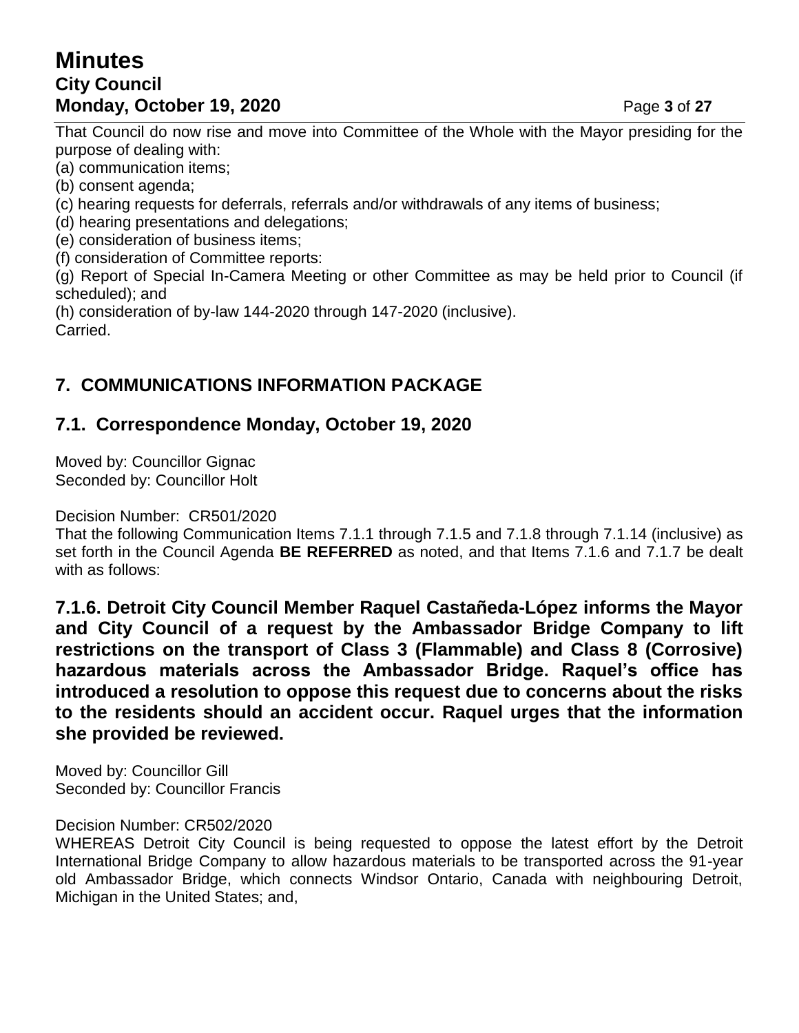That Council do now rise and move into Committee of the Whole with the Mayor presiding for the purpose of dealing with:

(a) communication items;

(b) consent agenda;

(c) hearing requests for deferrals, referrals and/or withdrawals of any items of business;

(d) hearing presentations and delegations;

(e) consideration of business items;

(f) consideration of Committee reports:

(g) Report of Special In-Camera Meeting or other Committee as may be held prior to Council (if scheduled); and

(h) consideration of by-law 144-2020 through 147-2020 (inclusive).

Carried.

## 7. COMMUNICATIONS INFORMATION PACKAGE

### 7.1. Correspondence Monday, October 19, 2020

Moved by: Councillor Gignac
Seconded by: Councillor Holt

Decision Number: CR501/2020

That the following Communication Items 7.1.1 through 7.1.5 and 7.1.8 through 7.1.14 (inclusive) as set forth in the Council Agenda **BE REFERRED** as noted, and that Items 7.1.6 and 7.1.7 be dealt with as follows:

**7.1.6. Detroit City Council Member Raquel Castañeda-López informs the Mayor and City Council of a request by the Ambassador Bridge Company to lift restrictions on the transport of Class 3 (Flammable) and Class 8 (Corrosive) hazardous materials across the Ambassador Bridge. Raquel's office has introduced a resolution to oppose this request due to concerns about the risks to the residents should an accident occur. Raquel urges that the information she provided be reviewed.**

Moved by: Councillor Gill
Seconded by: Councillor Francis

Decision Number: CR502/2020

WHEREAS Detroit City Council is being requested to oppose the latest effort by the Detroit International Bridge Company to allow hazardous materials to be transported across the 91-year old Ambassador Bridge, which connects Windsor Ontario, Canada with neighbouring Detroit, Michigan in the United States; and,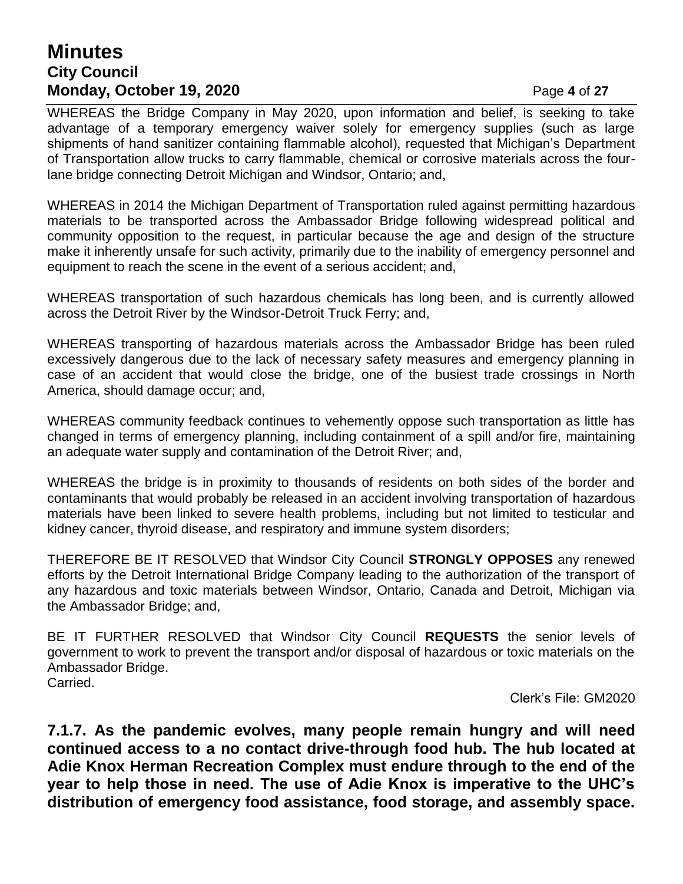WHEREAS the Bridge Company in May 2020, upon information and belief, is seeking to take advantage of a temporary emergency waiver solely for emergency supplies (such as large shipments of hand sanitizer containing flammable alcohol), requested that Michigan's Department of Transportation allow trucks to carry flammable, chemical or corrosive materials across the four-lane bridge connecting Detroit Michigan and Windsor, Ontario; and,

WHEREAS in 2014 the Michigan Department of Transportation ruled against permitting hazardous materials to be transported across the Ambassador Bridge following widespread political and community opposition to the request, in particular because the age and design of the structure make it inherently unsafe for such activity, primarily due to the inability of emergency personnel and equipment to reach the scene in the event of a serious accident; and,

WHEREAS transportation of such hazardous chemicals has long been, and is currently allowed across the Detroit River by the Windsor-Detroit Truck Ferry; and,

WHEREAS transporting of hazardous materials across the Ambassador Bridge has been ruled excessively dangerous due to the lack of necessary safety measures and emergency planning in case of an accident that would close the bridge, one of the busiest trade crossings in North America, should damage occur; and,

WHEREAS community feedback continues to vehemently oppose such transportation as little has changed in terms of emergency planning, including containment of a spill and/or fire, maintaining an adequate water supply and contamination of the Detroit River; and,

WHEREAS the bridge is in proximity to thousands of residents on both sides of the border and contaminants that would probably be released in an accident involving transportation of hazardous materials have been linked to severe health problems, including but not limited to testicular and kidney cancer, thyroid disease, and respiratory and immune system disorders;

THEREFORE BE IT RESOLVED that Windsor City Council **STRONGLY OPPOSES** any renewed efforts by the Detroit International Bridge Company leading to the authorization of the transport of any hazardous and toxic materials between Windsor, Ontario, Canada and Detroit, Michigan via the Ambassador Bridge; and,

BE IT FURTHER RESOLVED that Windsor City Council **REQUESTS** the senior levels of government to work to prevent the transport and/or disposal of hazardous or toxic materials on the Ambassador Bridge.
Carried.

Clerk's File: GM2020

**7.1.7. As the pandemic evolves, many people remain hungry and will need continued access to a no contact drive-through food hub. The hub located at Adie Knox Herman Recreation Complex must endure through to the end of the year to help those in need. The use of Adie Knox is imperative to the UHC's distribution of emergency food assistance, food storage, and assembly space.**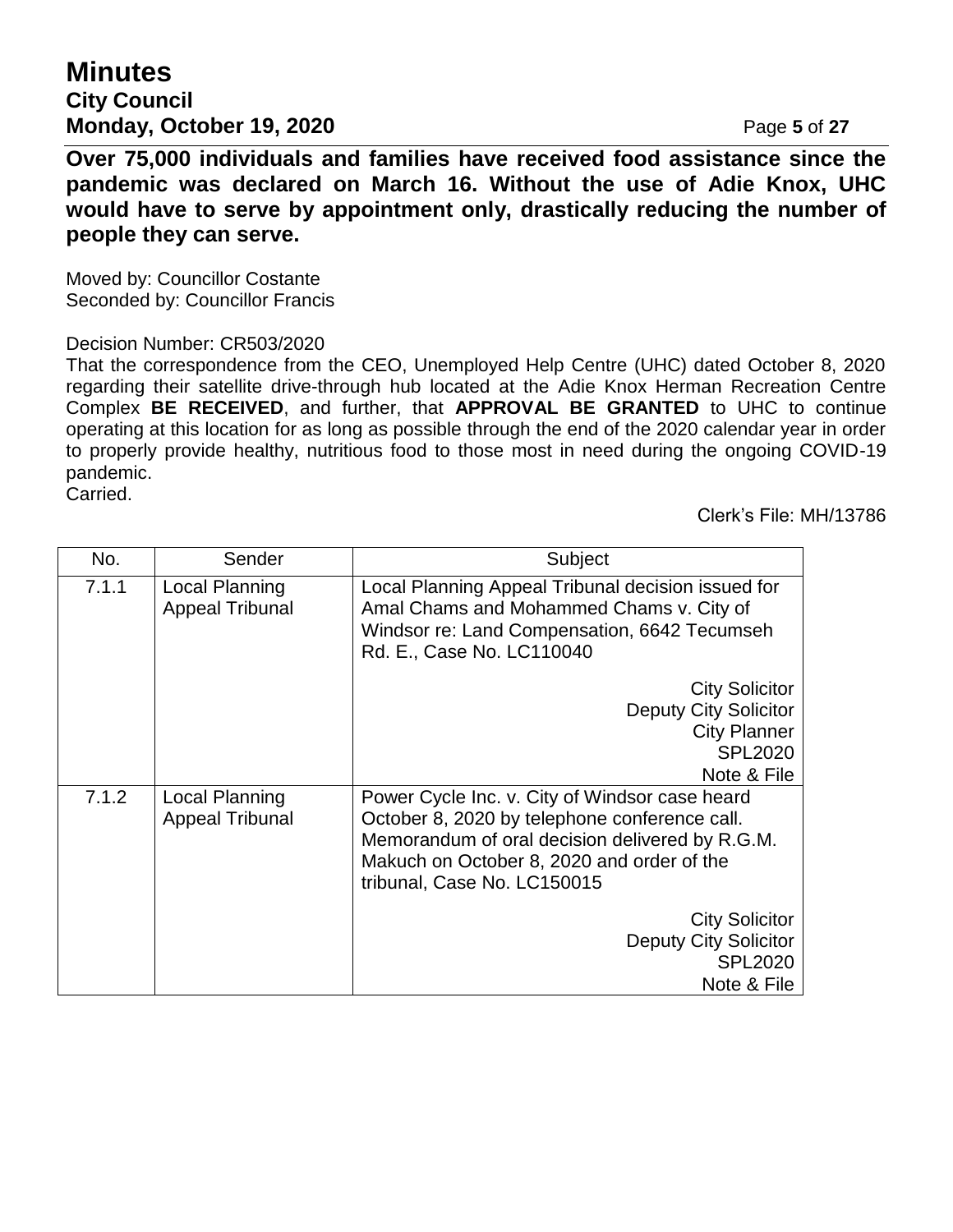**Over 75,000 individuals and families have received food assistance since the pandemic was declared on March 16. Without the use of Adie Knox, UHC would have to serve by appointment only, drastically reducing the number of people they can serve.**

Moved by: Councillor Costante
Seconded by: Councillor Francis

Decision Number: CR503/2020
That the correspondence from the CEO, Unemployed Help Centre (UHC) dated October 8, 2020 regarding their satellite drive-through hub located at the Adie Knox Herman Recreation Centre Complex **BE RECEIVED**, and further, that **APPROVAL BE GRANTED** to UHC to continue operating at this location for as long as possible through the end of the 2020 calendar year in order to properly provide healthy, nutritious food to those most in need during the ongoing COVID-19 pandemic.
Carried.

Clerk's File: MH/13786

| No. | Sender | Subject |
|---|---|---|
| 7.1.1 | Local Planning Appeal Tribunal | Local Planning Appeal Tribunal decision issued for Amal Chams and Mohammed Chams v. City of Windsor re: Land Compensation, 6642 Tecumseh Rd. E., Case No. LC110040<br><br>City Solicitor<br>Deputy City Solicitor<br>City Planner<br>SPL2020<br>Note & File |
| 7.1.2 | Local Planning Appeal Tribunal | Power Cycle Inc. v. City of Windsor case heard October 8, 2020 by telephone conference call. Memorandum of oral decision delivered by R.G.M. Makuch on October 8, 2020 and order of the tribunal, Case No. LC150015<br><br>City Solicitor<br>Deputy City Solicitor<br>SPL2020<br>Note & File |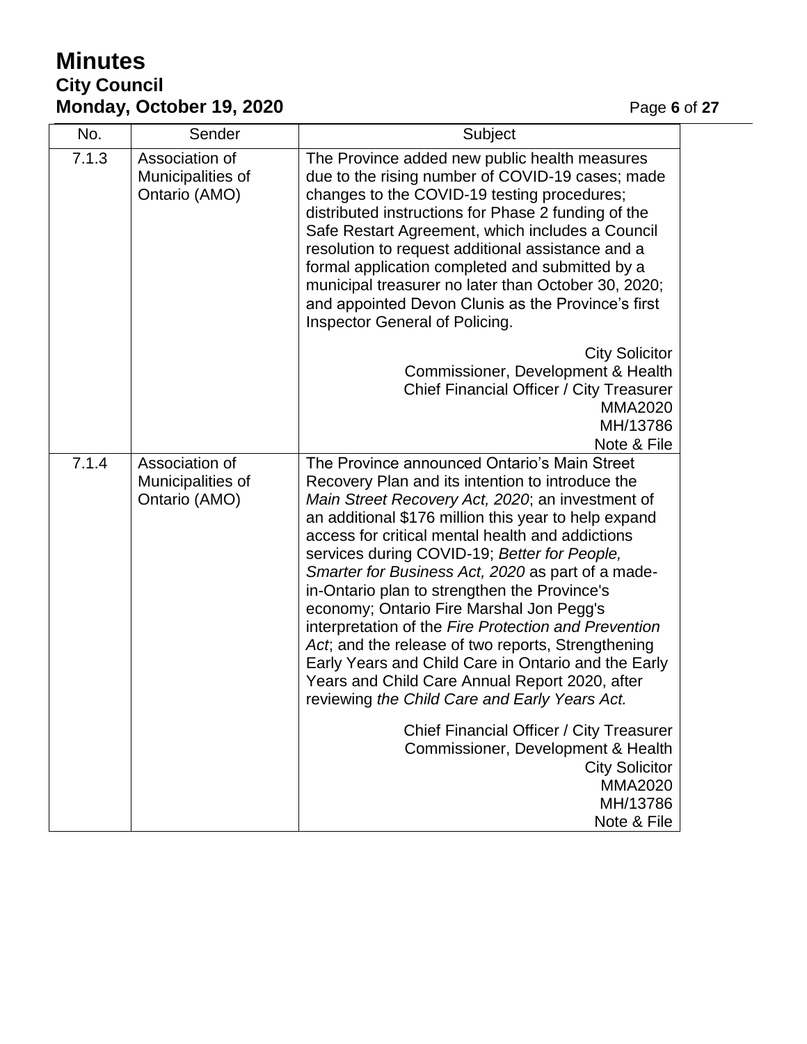| No. | Sender | Subject |
|---|---|---|
| 7.1.3 | Association of Municipalities of Ontario (AMO) | The Province added new public health measures due to the rising number of COVID-19 cases; made changes to the COVID-19 testing procedures; distributed instructions for Phase 2 funding of the Safe Restart Agreement, which includes a Council resolution to request additional assistance and a formal application completed and submitted by a municipal treasurer no later than October 30, 2020; and appointed Devon Clunis as the Province's first Inspector General of Policing.<br><br>City Solicitor<br>Commissioner, Development & Health<br>Chief Financial Officer / City Treasurer<br>MMA2020<br>MH/13786<br>Note & File |
| 7.1.4 | Association of Municipalities of Ontario (AMO) | The Province announced Ontario's Main Street Recovery Plan and its intention to introduce the *Main Street Recovery Act, 2020*; an investment of an additional $176 million this year to help expand access for critical mental health and addictions services during COVID-19; *Better for People, Smarter for Business Act, 2020* as part of a made-in-Ontario plan to strengthen the Province's economy; Ontario Fire Marshal Jon Pegg's interpretation of the *Fire Protection and Prevention Act*; and the release of two reports, Strengthening Early Years and Child Care in Ontario and the Early Years and Child Care Annual Report 2020, after reviewing *the Child Care and Early Years Act.*<br><br>Chief Financial Officer / City Treasurer<br>Commissioner, Development & Health<br>City Solicitor<br>MMA2020<br>MH/13786<br>Note & File |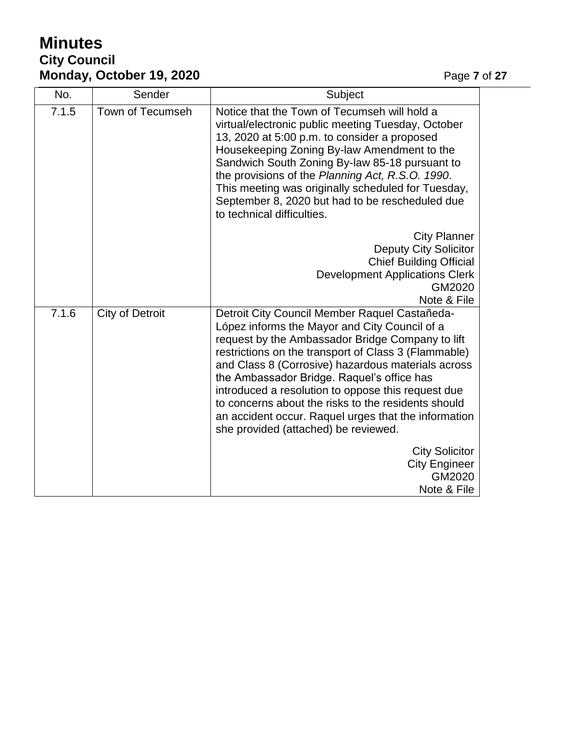| No. | Sender | Subject |
|---|---|---|
| 7.1.5 | Town of Tecumseh | Notice that the Town of Tecumseh will hold a virtual/electronic public meeting Tuesday, October 13, 2020 at 5:00 p.m. to consider a proposed Housekeeping Zoning By-law Amendment to the Sandwich South Zoning By-law 85-18 pursuant to the provisions of the *Planning Act, R.S.O. 1990*. This meeting was originally scheduled for Tuesday, September 8, 2020 but had to be rescheduled due to technical difficulties.<br><br>City Planner<br>Deputy City Solicitor<br>Chief Building Official<br>Development Applications Clerk<br>GM2020<br>Note & File |
| 7.1.6 | City of Detroit | Detroit City Council Member Raquel Castañeda-López informs the Mayor and City Council of a request by the Ambassador Bridge Company to lift restrictions on the transport of Class 3 (Flammable) and Class 8 (Corrosive) hazardous materials across the Ambassador Bridge. Raquel's office has introduced a resolution to oppose this request due to concerns about the risks to the residents should an accident occur. Raquel urges that the information she provided (attached) be reviewed.<br><br>City Solicitor<br>City Engineer<br>GM2020<br>Note & File |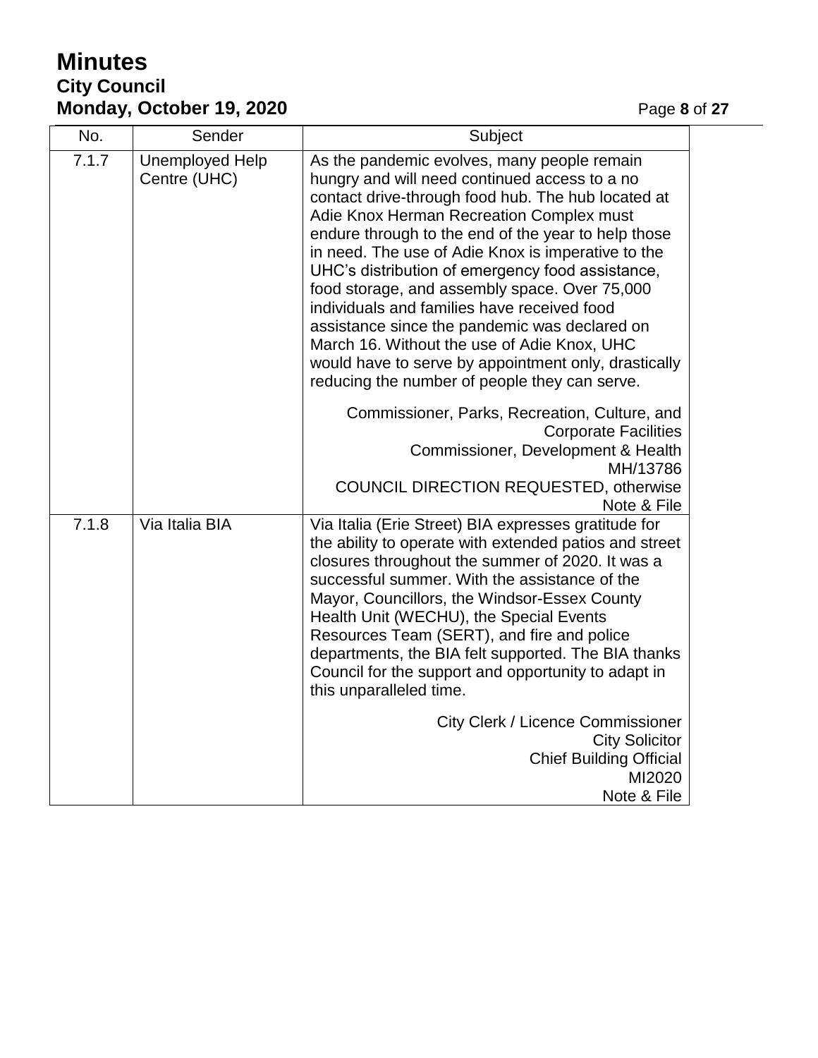| No. | Sender | Subject |
|---|---|---|
| 7.1.7 | Unemployed Help Centre (UHC) | As the pandemic evolves, many people remain hungry and will need continued access to a no contact drive-through food hub. The hub located at Adie Knox Herman Recreation Complex must endure through to the end of the year to help those in need. The use of Adie Knox is imperative to the UHC's distribution of emergency food assistance, food storage, and assembly space. Over 75,000 individuals and families have received food assistance since the pandemic was declared on March 16. Without the use of Adie Knox, UHC would have to serve by appointment only, drastically reducing the number of people they can serve.<br><br>Commissioner, Parks, Recreation, Culture, and Corporate Facilities<br>Commissioner, Development & Health<br>MH/13786<br>COUNCIL DIRECTION REQUESTED, otherwise Note & File |
| 7.1.8 | Via Italia BIA | Via Italia (Erie Street) BIA expresses gratitude for the ability to operate with extended patios and street closures throughout the summer of 2020. It was a successful summer. With the assistance of the Mayor, Councillors, the Windsor-Essex County Health Unit (WECHU), the Special Events Resources Team (SERT), and fire and police departments, the BIA felt supported. The BIA thanks Council for the support and opportunity to adapt in this unparalleled time.<br><br>City Clerk / Licence Commissioner<br>City Solicitor<br>Chief Building Official<br>MI2020<br>Note & File |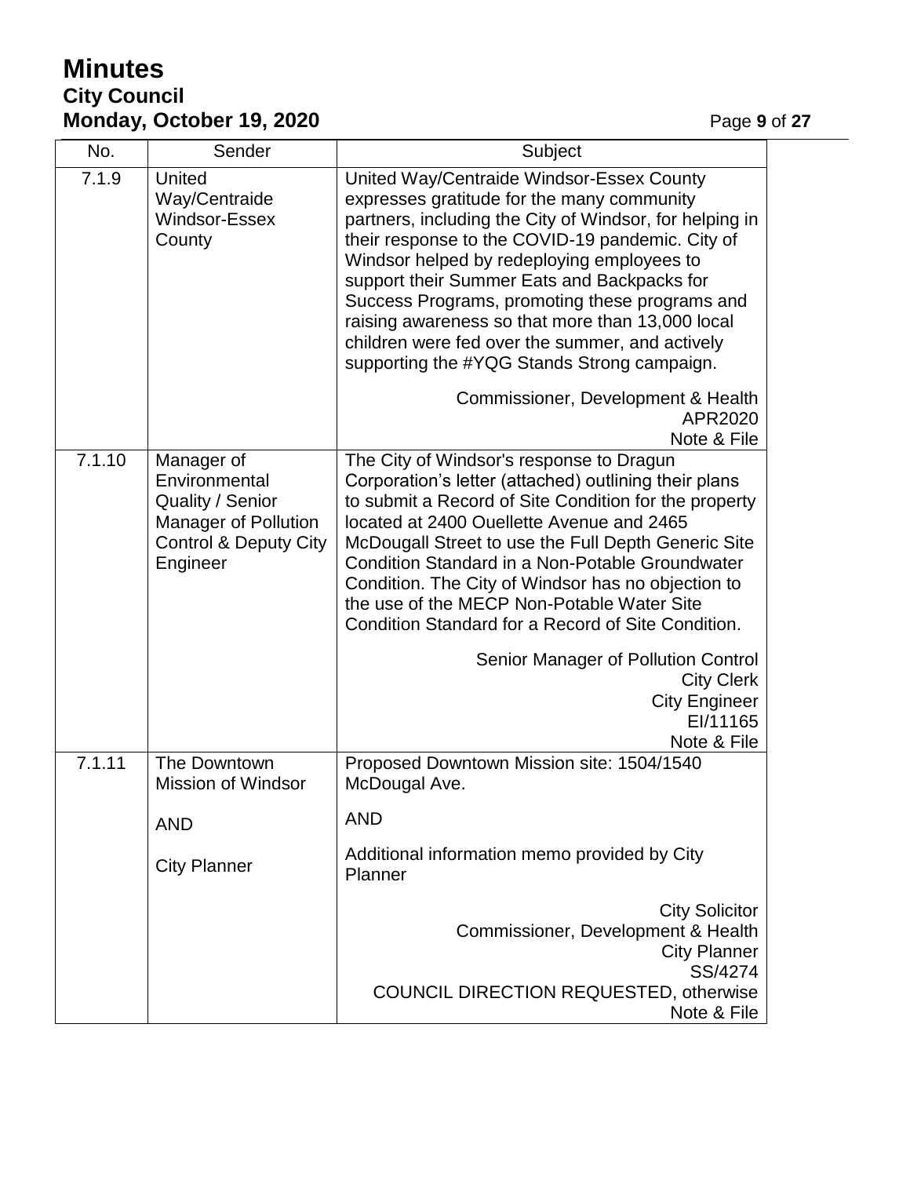| No. | Sender | Subject |
|---|---|---|
| 7.1.9 | United Way/Centraide Windsor-Essex County | United Way/Centraide Windsor-Essex County expresses gratitude for the many community partners, including the City of Windsor, for helping in their response to the COVID-19 pandemic. City of Windsor helped by redeploying employees to support their Summer Eats and Backpacks for Success Programs, promoting these programs and raising awareness so that more than 13,000 local children were fed over the summer, and actively supporting the #YQG Stands Strong campaign.<br><br>Commissioner, Development & Health<br>APR2020<br>Note & File |
| 7.1.10 | Manager of Environmental Quality / Senior Manager of Pollution Control & Deputy City Engineer | The City of Windsor's response to Dragun Corporation's letter (attached) outlining their plans to submit a Record of Site Condition for the property located at 2400 Ouellette Avenue and 2465 McDougall Street to use the Full Depth Generic Site Condition Standard in a Non-Potable Groundwater Condition. The City of Windsor has no objection to the use of the MECP Non-Potable Water Site Condition Standard for a Record of Site Condition.<br><br>Senior Manager of Pollution Control<br>City Clerk<br>City Engineer<br>EI/11165<br>Note & File |
| 7.1.11 | The Downtown Mission of Windsor<br><br>AND<br><br>City Planner | Proposed Downtown Mission site: 1504/1540 McDougal Ave.<br><br>AND<br><br>Additional information memo provided by City Planner<br><br>City Solicitor<br>Commissioner, Development & Health<br>City Planner<br>SS/4274<br>COUNCIL DIRECTION REQUESTED, otherwise Note & File |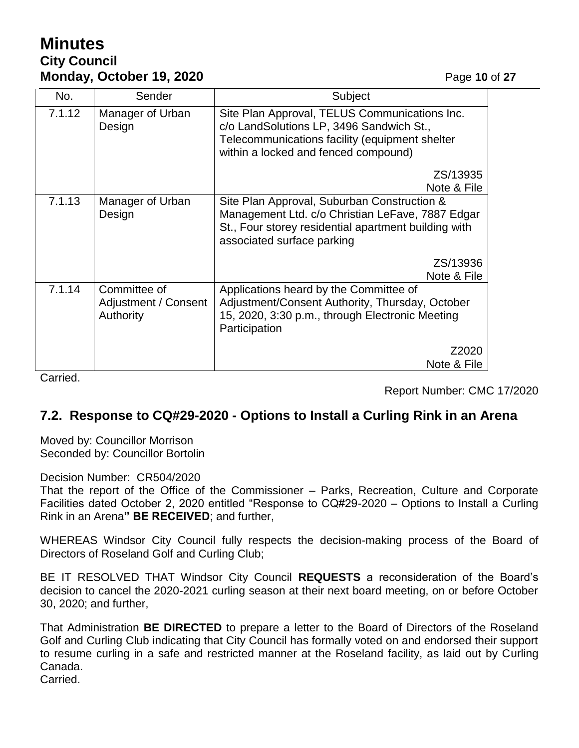| No. | Sender | Subject |
|---|---|---|
| 7.1.12 | Manager of Urban Design | Site Plan Approval, TELUS Communications Inc. c/o LandSolutions LP, 3496 Sandwich St., Telecommunications facility (equipment shelter within a locked and fenced compound)<br><br>ZS/13935<br>Note & File |
| 7.1.13 | Manager of Urban Design | Site Plan Approval, Suburban Construction & Management Ltd. c/o Christian LeFave, 7887 Edgar St., Four storey residential apartment building with associated surface parking<br><br>ZS/13936<br>Note & File |
| 7.1.14 | Committee of Adjustment / Consent Authority | Applications heard by the Committee of Adjustment/Consent Authority, Thursday, October 15, 2020, 3:30 p.m., through Electronic Meeting Participation<br><br>Z2020<br>Note & File |

Carried.

Report Number: CMC 17/2020

## 7.2. Response to CQ#29-2020 - Options to Install a Curling Rink in an Arena

Moved by: Councillor Morrison
Seconded by: Councillor Bortolin

Decision Number: CR504/2020
That the report of the Office of the Commissioner – Parks, Recreation, Culture and Corporate Facilities dated October 2, 2020 entitled "Response to CQ#29-2020 – Options to Install a Curling Rink in an Arena**" BE RECEIVED**; and further,

WHEREAS Windsor City Council fully respects the decision-making process of the Board of Directors of Roseland Golf and Curling Club;

BE IT RESOLVED THAT Windsor City Council **REQUESTS** a reconsideration of the Board's decision to cancel the 2020-2021 curling season at their next board meeting, on or before October 30, 2020; and further,

That Administration **BE DIRECTED** to prepare a letter to the Board of Directors of the Roseland Golf and Curling Club indicating that City Council has formally voted on and endorsed their support to resume curling in a safe and restricted manner at the Roseland facility, as laid out by Curling Canada.
Carried.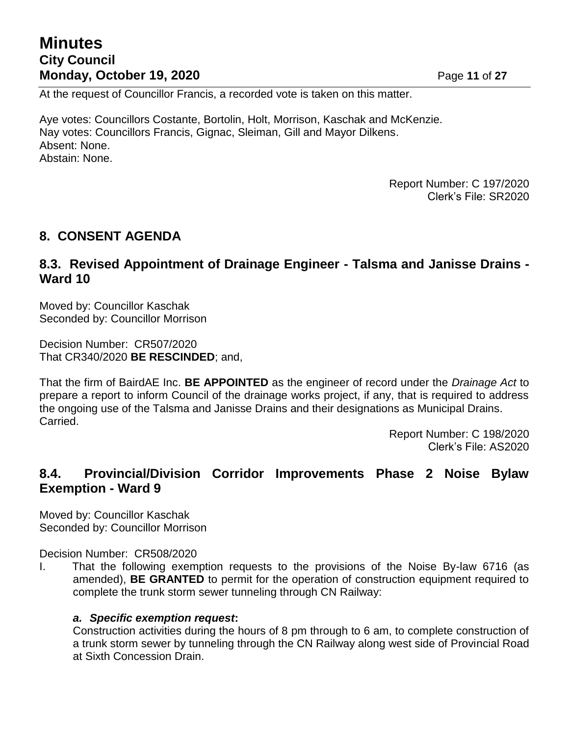At the request of Councillor Francis, a recorded vote is taken on this matter.

Aye votes: Councillors Costante, Bortolin, Holt, Morrison, Kaschak and McKenzie.
Nay votes: Councillors Francis, Gignac, Sleiman, Gill and Mayor Dilkens.
Absent: None.
Abstain: None.

Report Number: C 197/2020
Clerk's File: SR2020

## 8. CONSENT AGENDA

### 8.3. Revised Appointment of Drainage Engineer - Talsma and Janisse Drains - Ward 10

Moved by: Councillor Kaschak
Seconded by: Councillor Morrison

Decision Number: CR507/2020
That CR340/2020 **BE RESCINDED**; and,

That the firm of BairdAE Inc. **BE APPOINTED** as the engineer of record under the *Drainage Act* to prepare a report to inform Council of the drainage works project, if any, that is required to address the ongoing use of the Talsma and Janisse Drains and their designations as Municipal Drains.
Carried.

Report Number: C 198/2020
Clerk's File: AS2020

### 8.4. Provincial/Division Corridor Improvements Phase 2 Noise Bylaw Exemption - Ward 9

Moved by: Councillor Kaschak
Seconded by: Councillor Morrison

Decision Number: CR508/2020

I. That the following exemption requests to the provisions of the Noise By-law 6716 (as amended), **BE GRANTED** to permit for the operation of construction equipment required to complete the trunk storm sewer tunneling through CN Railway:

   ***a. Specific exemption request*:**
   Construction activities during the hours of 8 pm through to 6 am, to complete construction of a trunk storm sewer by tunneling through the CN Railway along west side of Provincial Road at Sixth Concession Drain.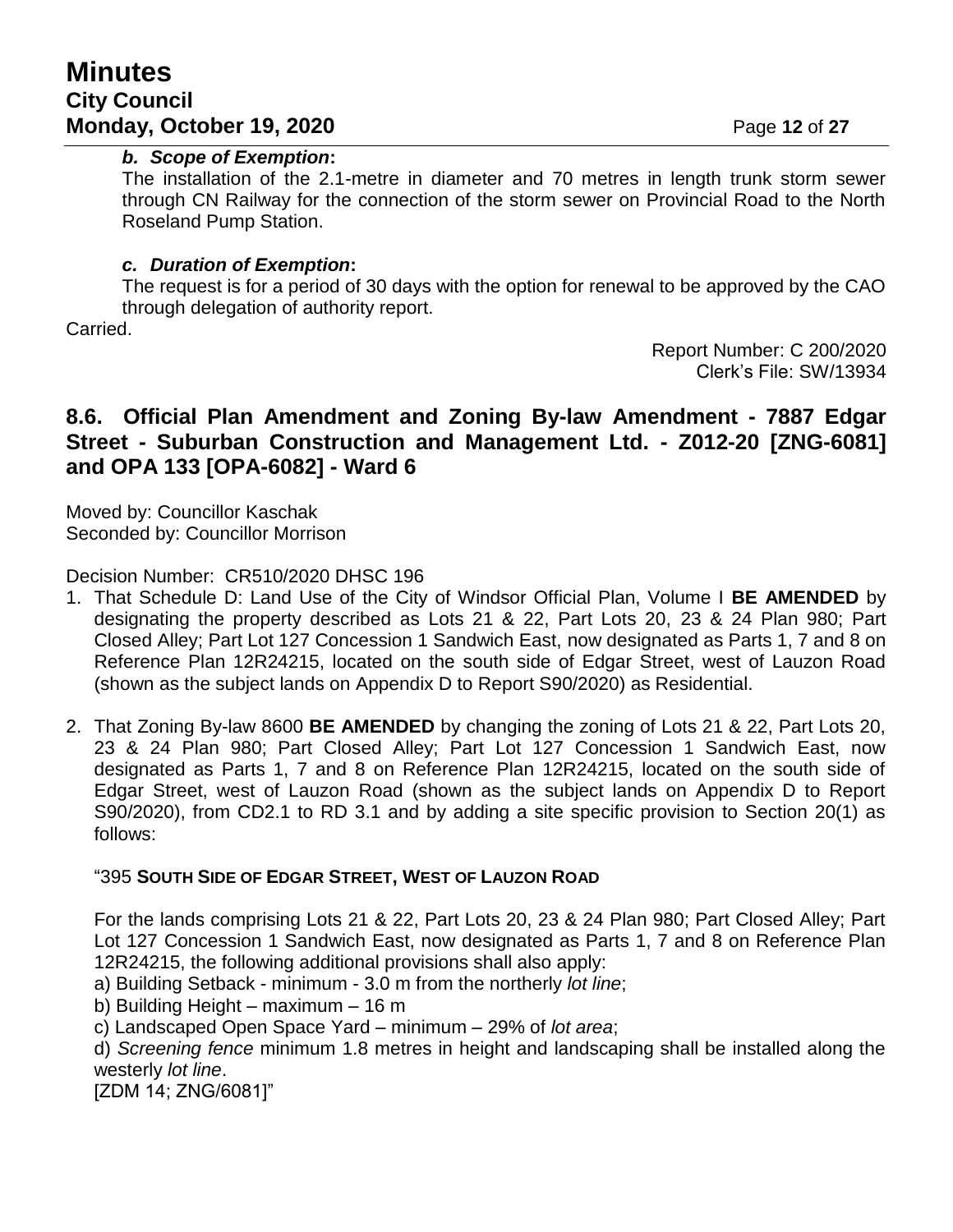***b. Scope of Exemption*:**

The installation of the 2.1-metre in diameter and 70 metres in length trunk storm sewer through CN Railway for the connection of the storm sewer on Provincial Road to the North Roseland Pump Station.

***c. Duration of Exemption*:**

The request is for a period of 30 days with the option for renewal to be approved by the CAO through delegation of authority report.

Carried.

Report Number: C 200/2020
Clerk's File: SW/13934

## 8.6. Official Plan Amendment and Zoning By-law Amendment - 7887 Edgar Street - Suburban Construction and Management Ltd. - Z012-20 [ZNG-6081] and OPA 133 [OPA-6082] - Ward 6

Moved by: Councillor Kaschak
Seconded by: Councillor Morrison

Decision Number: CR510/2020 DHSC 196

1. That Schedule D: Land Use of the City of Windsor Official Plan, Volume I **BE AMENDED** by designating the property described as Lots 21 & 22, Part Lots 20, 23 & 24 Plan 980; Part Closed Alley; Part Lot 127 Concession 1 Sandwich East, now designated as Parts 1, 7 and 8 on Reference Plan 12R24215, located on the south side of Edgar Street, west of Lauzon Road (shown as the subject lands on Appendix D to Report S90/2020) as Residential.

2. That Zoning By-law 8600 **BE AMENDED** by changing the zoning of Lots 21 & 22, Part Lots 20, 23 & 24 Plan 980; Part Closed Alley; Part Lot 127 Concession 1 Sandwich East, now designated as Parts 1, 7 and 8 on Reference Plan 12R24215, located on the south side of Edgar Street, west of Lauzon Road (shown as the subject lands on Appendix D to Report S90/2020), from CD2.1 to RD 3.1 and by adding a site specific provision to Section 20(1) as follows:

   "395 **SOUTH SIDE OF EDGAR STREET, WEST OF LAUZON ROAD**

   For the lands comprising Lots 21 & 22, Part Lots 20, 23 & 24 Plan 980; Part Closed Alley; Part Lot 127 Concession 1 Sandwich East, now designated as Parts 1, 7 and 8 on Reference Plan 12R24215, the following additional provisions shall also apply:

   a) Building Setback - minimum - 3.0 m from the northerly *lot line*;

   b) Building Height – maximum – 16 m

   c) Landscaped Open Space Yard – minimum – 29% of *lot area*;

   d) *Screening fence* minimum 1.8 metres in height and landscaping shall be installed along the westerly *lot line*.

   [ZDM 14; ZNG/6081]"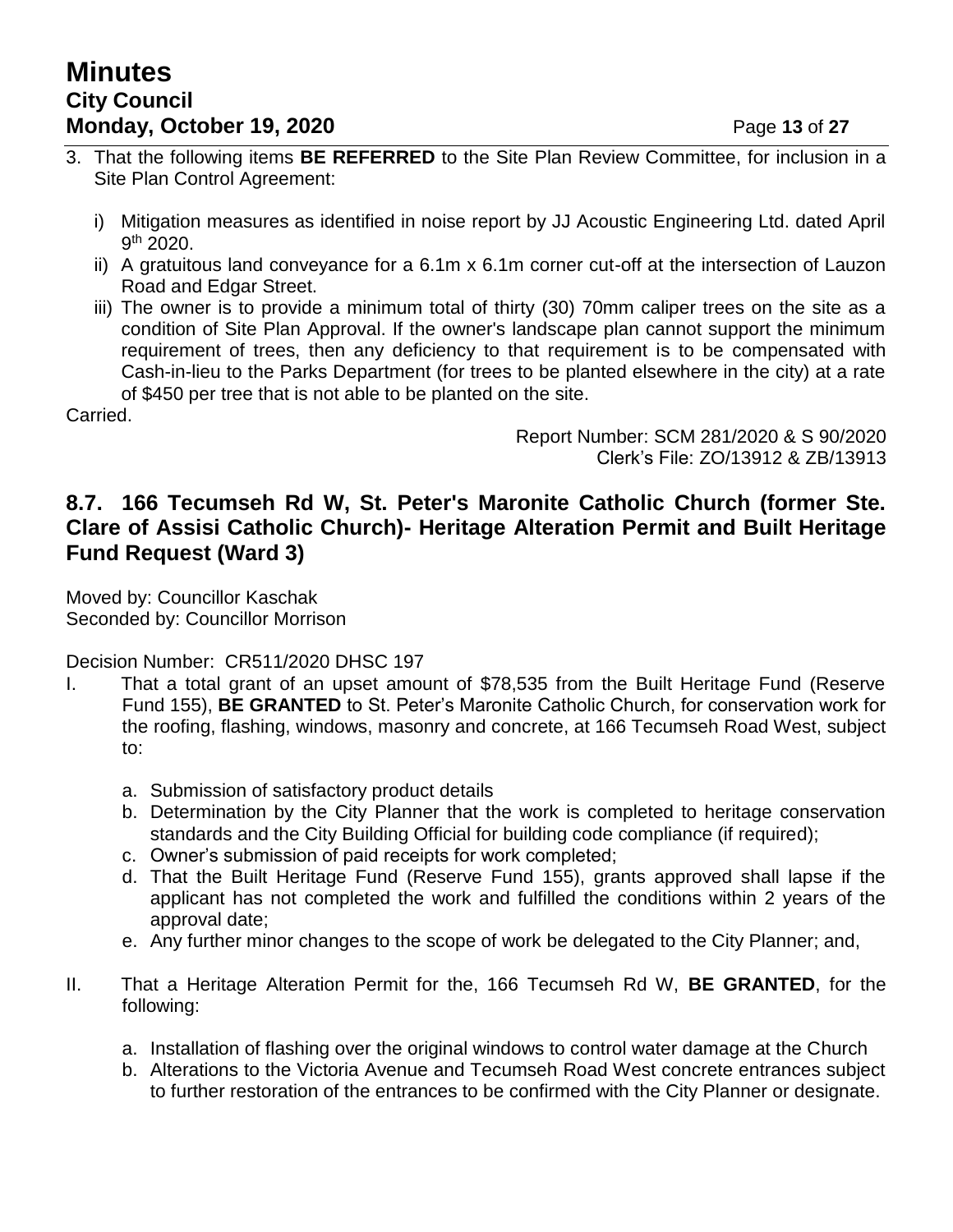3. That the following items **BE REFERRED** to the Site Plan Review Committee, for inclusion in a Site Plan Control Agreement:

   i) Mitigation measures as identified in noise report by JJ Acoustic Engineering Ltd. dated April 9th 2020.
   ii) A gratuitous land conveyance for a 6.1m x 6.1m corner cut-off at the intersection of Lauzon Road and Edgar Street.
   iii) The owner is to provide a minimum total of thirty (30) 70mm caliper trees on the site as a condition of Site Plan Approval. If the owner's landscape plan cannot support the minimum requirement of trees, then any deficiency to that requirement is to be compensated with Cash-in-lieu to the Parks Department (for trees to be planted elsewhere in the city) at a rate of $450 per tree that is not able to be planted on the site.

Carried.

Report Number: SCM 281/2020 & S 90/2020
Clerk's File: ZO/13912 & ZB/13913

## 8.7. 166 Tecumseh Rd W, St. Peter's Maronite Catholic Church (former Ste. Clare of Assisi Catholic Church)- Heritage Alteration Permit and Built Heritage Fund Request (Ward 3)

Moved by: Councillor Kaschak
Seconded by: Councillor Morrison

Decision Number: CR511/2020 DHSC 197

I. That a total grant of an upset amount of $78,535 from the Built Heritage Fund (Reserve Fund 155), **BE GRANTED** to St. Peter's Maronite Catholic Church, for conservation work for the roofing, flashing, windows, masonry and concrete, at 166 Tecumseh Road West, subject to:

   a. Submission of satisfactory product details
   b. Determination by the City Planner that the work is completed to heritage conservation standards and the City Building Official for building code compliance (if required);
   c. Owner's submission of paid receipts for work completed;
   d. That the Built Heritage Fund (Reserve Fund 155), grants approved shall lapse if the applicant has not completed the work and fulfilled the conditions within 2 years of the approval date;
   e. Any further minor changes to the scope of work be delegated to the City Planner; and,

II. That a Heritage Alteration Permit for the, 166 Tecumseh Rd W, **BE GRANTED**, for the following:

   a. Installation of flashing over the original windows to control water damage at the Church
   b. Alterations to the Victoria Avenue and Tecumseh Road West concrete entrances subject to further restoration of the entrances to be confirmed with the City Planner or designate.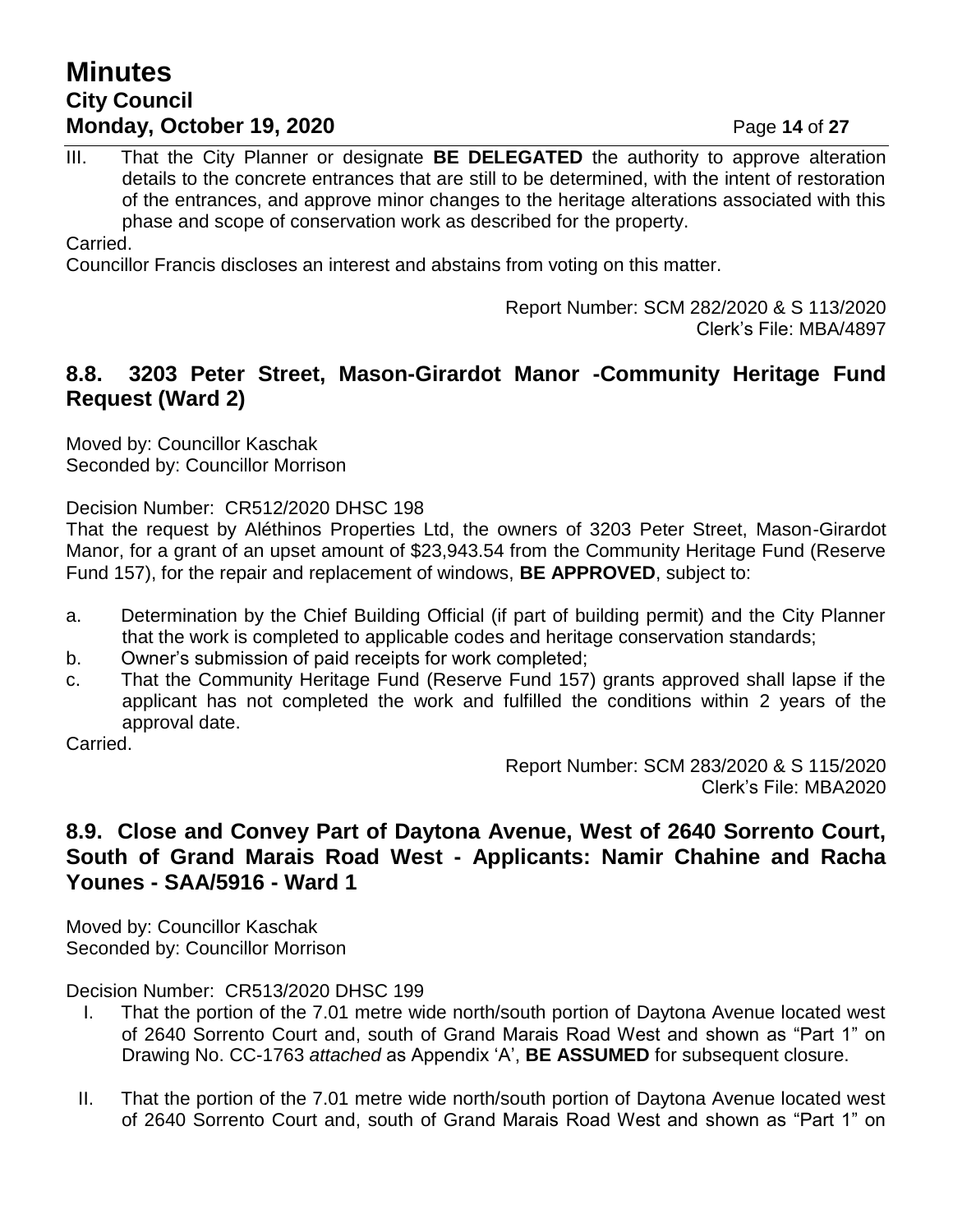III. That the City Planner or designate **BE DELEGATED** the authority to approve alteration details to the concrete entrances that are still to be determined, with the intent of restoration of the entrances, and approve minor changes to the heritage alterations associated with this phase and scope of conservation work as described for the property.

Carried.

Councillor Francis discloses an interest and abstains from voting on this matter.

Report Number: SCM 282/2020 & S 113/2020
Clerk's File: MBA/4897

## 8.8. 3203 Peter Street, Mason-Girardot Manor -Community Heritage Fund Request (Ward 2)

Moved by: Councillor Kaschak
Seconded by: Councillor Morrison

Decision Number: CR512/2020 DHSC 198

That the request by Aléthinos Properties Ltd, the owners of 3203 Peter Street, Mason-Girardot Manor, for a grant of an upset amount of $23,943.54 from the Community Heritage Fund (Reserve Fund 157), for the repair and replacement of windows, **BE APPROVED**, subject to:

a. Determination by the Chief Building Official (if part of building permit) and the City Planner that the work is completed to applicable codes and heritage conservation standards;
b. Owner's submission of paid receipts for work completed;
c. That the Community Heritage Fund (Reserve Fund 157) grants approved shall lapse if the applicant has not completed the work and fulfilled the conditions within 2 years of the approval date.

Carried.

Report Number: SCM 283/2020 & S 115/2020
Clerk's File: MBA2020

## 8.9. Close and Convey Part of Daytona Avenue, West of 2640 Sorrento Court, South of Grand Marais Road West - Applicants: Namir Chahine and Racha Younes - SAA/5916 - Ward 1

Moved by: Councillor Kaschak
Seconded by: Councillor Morrison

Decision Number: CR513/2020 DHSC 199

I. That the portion of the 7.01 metre wide north/south portion of Daytona Avenue located west of 2640 Sorrento Court and, south of Grand Marais Road West and shown as "Part 1" on Drawing No. CC-1763 *attached* as Appendix 'A', **BE ASSUMED** for subsequent closure.

II. That the portion of the 7.01 metre wide north/south portion of Daytona Avenue located west of 2640 Sorrento Court and, south of Grand Marais Road West and shown as "Part 1" on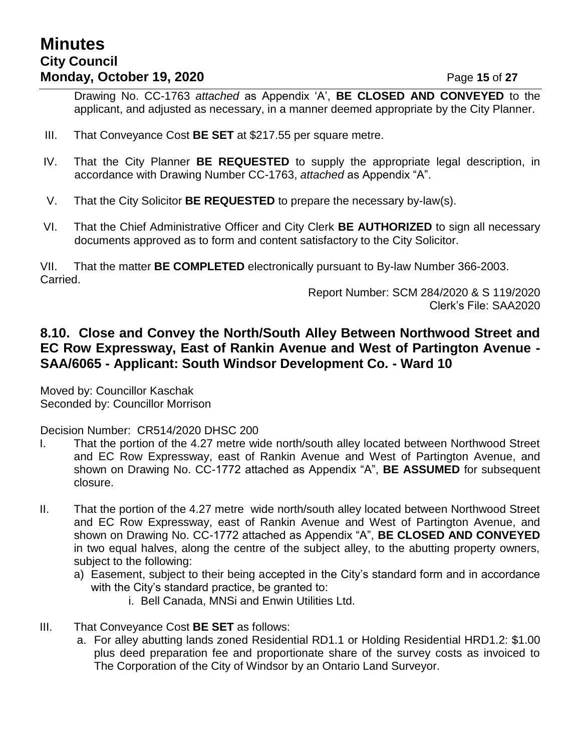Drawing No. CC-1763 *attached* as Appendix 'A', **BE CLOSED AND CONVEYED** to the applicant, and adjusted as necessary, in a manner deemed appropriate by the City Planner.

III. That Conveyance Cost **BE SET** at $217.55 per square metre.

IV. That the City Planner **BE REQUESTED** to supply the appropriate legal description, in accordance with Drawing Number CC-1763, *attached* as Appendix "A".

V. That the City Solicitor **BE REQUESTED** to prepare the necessary by-law(s).

VI. That the Chief Administrative Officer and City Clerk **BE AUTHORIZED** to sign all necessary documents approved as to form and content satisfactory to the City Solicitor.

VII. That the matter **BE COMPLETED** electronically pursuant to By-law Number 366-2003.
Carried.

Report Number: SCM 284/2020 & S 119/2020
Clerk's File: SAA2020

## 8.10. Close and Convey the North/South Alley Between Northwood Street and EC Row Expressway, East of Rankin Avenue and West of Partington Avenue - SAA/6065 - Applicant: South Windsor Development Co. - Ward 10

Moved by: Councillor Kaschak
Seconded by: Councillor Morrison

Decision Number: CR514/2020 DHSC 200

I. That the portion of the 4.27 metre wide north/south alley located between Northwood Street and EC Row Expressway, east of Rankin Avenue and West of Partington Avenue, and shown on Drawing No. CC-1772 attached as Appendix "A", **BE ASSUMED** for subsequent closure.

II. That the portion of the 4.27 metre wide north/south alley located between Northwood Street and EC Row Expressway, east of Rankin Avenue and West of Partington Avenue, and shown on Drawing No. CC-1772 attached as Appendix "A", **BE CLOSED AND CONVEYED** in two equal halves, along the centre of the subject alley, to the abutting property owners, subject to the following:
   a) Easement, subject to their being accepted in the City's standard form and in accordance with the City's standard practice, be granted to:
      i. Bell Canada, MNSi and Enwin Utilities Ltd.

III. That Conveyance Cost **BE SET** as follows:
   a. For alley abutting lands zoned Residential RD1.1 or Holding Residential HRD1.2: $1.00 plus deed preparation fee and proportionate share of the survey costs as invoiced to The Corporation of the City of Windsor by an Ontario Land Surveyor.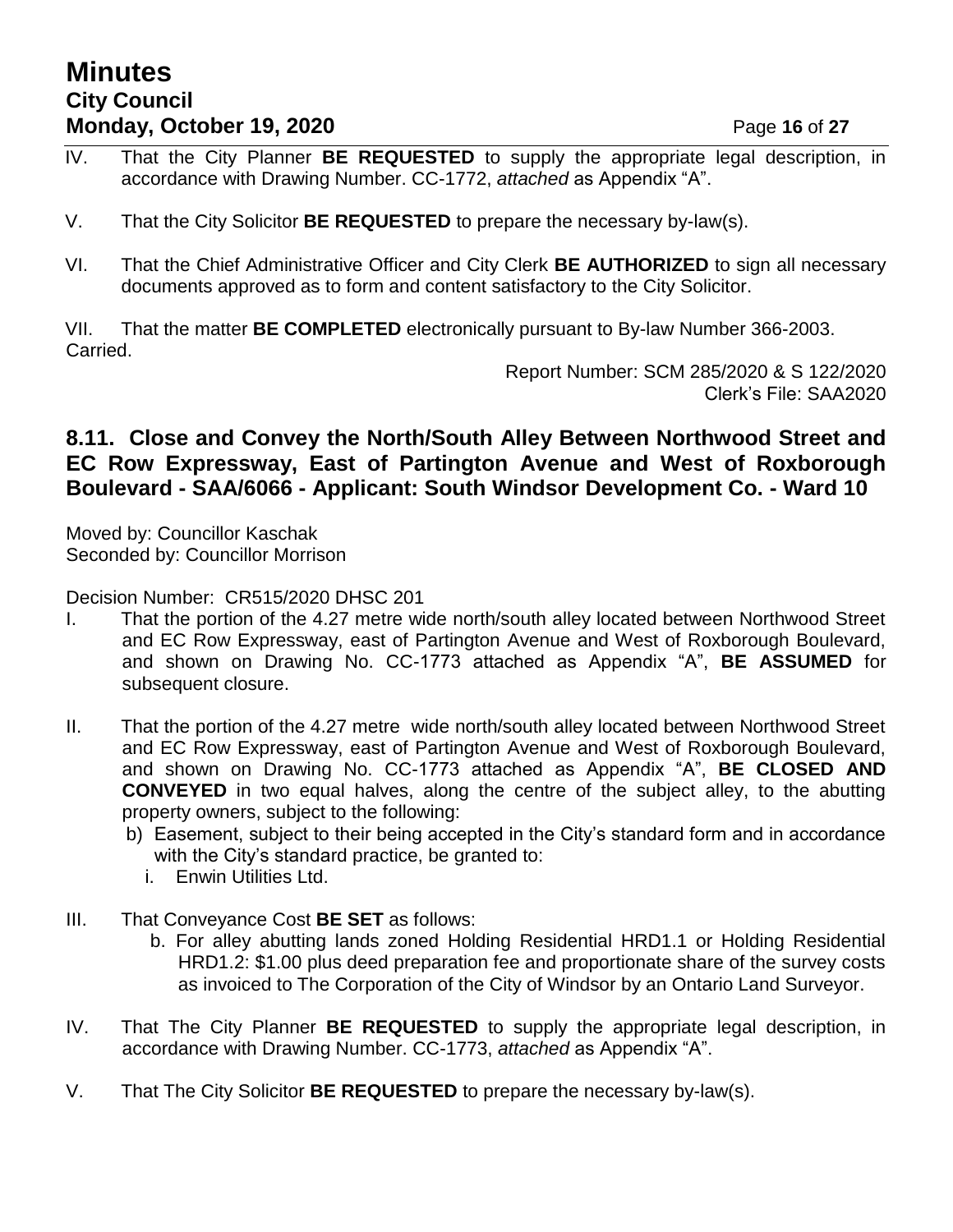IV. That the City Planner **BE REQUESTED** to supply the appropriate legal description, in accordance with Drawing Number. CC-1772, *attached* as Appendix "A".

V. That the City Solicitor **BE REQUESTED** to prepare the necessary by-law(s).

VI. That the Chief Administrative Officer and City Clerk **BE AUTHORIZED** to sign all necessary documents approved as to form and content satisfactory to the City Solicitor.

VII. That the matter **BE COMPLETED** electronically pursuant to By-law Number 366-2003.
Carried.

Report Number: SCM 285/2020 & S 122/2020
Clerk's File: SAA2020

## 8.11. Close and Convey the North/South Alley Between Northwood Street and EC Row Expressway, East of Partington Avenue and West of Roxborough Boulevard - SAA/6066 - Applicant: South Windsor Development Co. - Ward 10

Moved by: Councillor Kaschak
Seconded by: Councillor Morrison

Decision Number: CR515/2020 DHSC 201

I. That the portion of the 4.27 metre wide north/south alley located between Northwood Street and EC Row Expressway, east of Partington Avenue and West of Roxborough Boulevard, and shown on Drawing No. CC-1773 attached as Appendix "A", **BE ASSUMED** for subsequent closure.

II. That the portion of the 4.27 metre wide north/south alley located between Northwood Street and EC Row Expressway, east of Partington Avenue and West of Roxborough Boulevard, and shown on Drawing No. CC-1773 attached as Appendix "A", **BE CLOSED AND CONVEYED** in two equal halves, along the centre of the subject alley, to the abutting property owners, subject to the following:
   b) Easement, subject to their being accepted in the City's standard form and in accordance with the City's standard practice, be granted to:
      i. Enwin Utilities Ltd.

III. That Conveyance Cost **BE SET** as follows:
   b. For alley abutting lands zoned Holding Residential HRD1.1 or Holding Residential HRD1.2: $1.00 plus deed preparation fee and proportionate share of the survey costs as invoiced to The Corporation of the City of Windsor by an Ontario Land Surveyor.

IV. That The City Planner **BE REQUESTED** to supply the appropriate legal description, in accordance with Drawing Number. CC-1773, *attached* as Appendix "A".

V. That The City Solicitor **BE REQUESTED** to prepare the necessary by-law(s).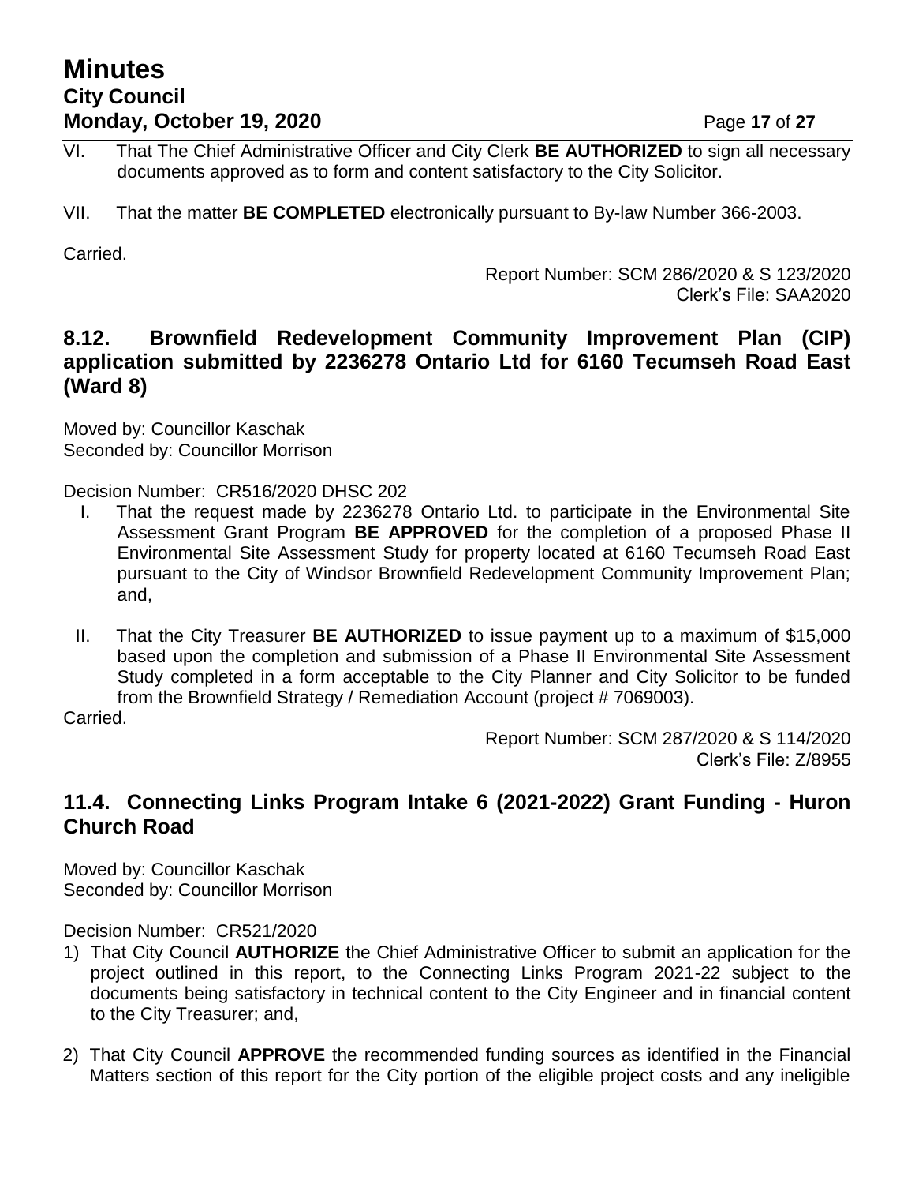VI. That The Chief Administrative Officer and City Clerk **BE AUTHORIZED** to sign all necessary documents approved as to form and content satisfactory to the City Solicitor.

VII. That the matter **BE COMPLETED** electronically pursuant to By-law Number 366-2003.

Carried.

Report Number: SCM 286/2020 & S 123/2020
Clerk's File: SAA2020

## 8.12. Brownfield Redevelopment Community Improvement Plan (CIP) application submitted by 2236278 Ontario Ltd for 6160 Tecumseh Road East (Ward 8)

Moved by: Councillor Kaschak
Seconded by: Councillor Morrison

Decision Number: CR516/2020 DHSC 202

I. That the request made by 2236278 Ontario Ltd. to participate in the Environmental Site Assessment Grant Program **BE APPROVED** for the completion of a proposed Phase II Environmental Site Assessment Study for property located at 6160 Tecumseh Road East pursuant to the City of Windsor Brownfield Redevelopment Community Improvement Plan; and,

II. That the City Treasurer **BE AUTHORIZED** to issue payment up to a maximum of $15,000 based upon the completion and submission of a Phase II Environmental Site Assessment Study completed in a form acceptable to the City Planner and City Solicitor to be funded from the Brownfield Strategy / Remediation Account (project # 7069003).

Carried.

Report Number: SCM 287/2020 & S 114/2020
Clerk's File: Z/8955

## 11.4. Connecting Links Program Intake 6 (2021-2022) Grant Funding - Huron Church Road

Moved by: Councillor Kaschak
Seconded by: Councillor Morrison

Decision Number: CR521/2020

1) That City Council **AUTHORIZE** the Chief Administrative Officer to submit an application for the project outlined in this report, to the Connecting Links Program 2021-22 subject to the documents being satisfactory in technical content to the City Engineer and in financial content to the City Treasurer; and,

2) That City Council **APPROVE** the recommended funding sources as identified in the Financial Matters section of this report for the City portion of the eligible project costs and any ineligible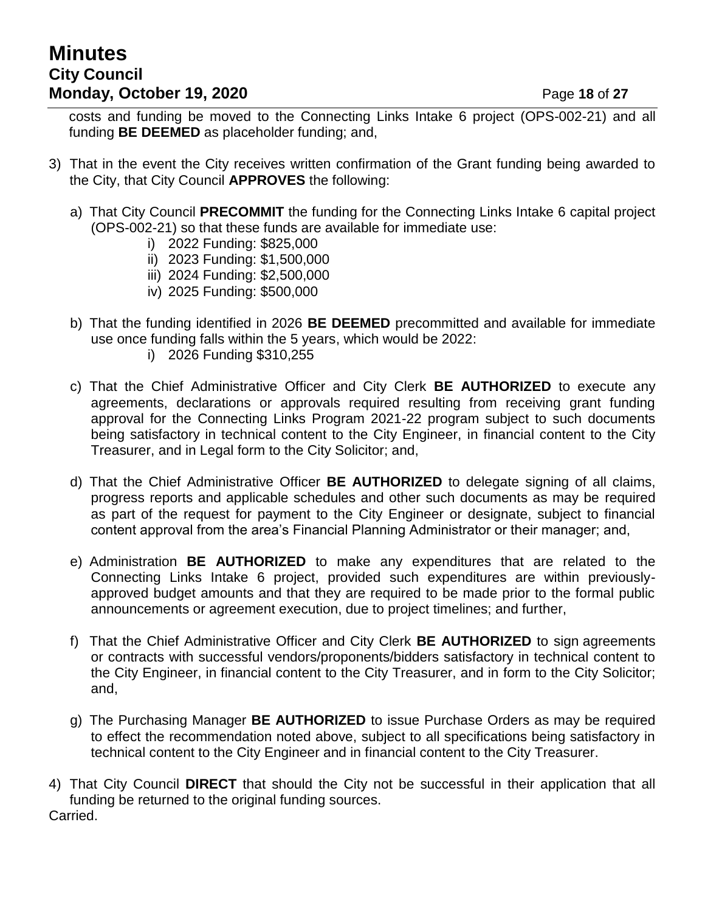costs and funding be moved to the Connecting Links Intake 6 project (OPS-002-21) and all funding **BE DEEMED** as placeholder funding; and,

3) That in the event the City receives written confirmation of the Grant funding being awarded to the City, that City Council **APPROVES** the following:

   a) That City Council **PRECOMMIT** the funding for the Connecting Links Intake 6 capital project (OPS-002-21) so that these funds are available for immediate use:
      i) 2022 Funding: $825,000
      ii) 2023 Funding: $1,500,000
      iii) 2024 Funding: $2,500,000
      iv) 2025 Funding: $500,000

   b) That the funding identified in 2026 **BE DEEMED** precommitted and available for immediate use once funding falls within the 5 years, which would be 2022:
      i) 2026 Funding $310,255

   c) That the Chief Administrative Officer and City Clerk **BE AUTHORIZED** to execute any agreements, declarations or approvals required resulting from receiving grant funding approval for the Connecting Links Program 2021-22 program subject to such documents being satisfactory in technical content to the City Engineer, in financial content to the City Treasurer, and in Legal form to the City Solicitor; and,

   d) That the Chief Administrative Officer **BE AUTHORIZED** to delegate signing of all claims, progress reports and applicable schedules and other such documents as may be required as part of the request for payment to the City Engineer or designate, subject to financial content approval from the area's Financial Planning Administrator or their manager; and,

   e) Administration **BE AUTHORIZED** to make any expenditures that are related to the Connecting Links Intake 6 project, provided such expenditures are within previously-approved budget amounts and that they are required to be made prior to the formal public announcements or agreement execution, due to project timelines; and further,

   f) That the Chief Administrative Officer and City Clerk **BE AUTHORIZED** to sign agreements or contracts with successful vendors/proponents/bidders satisfactory in technical content to the City Engineer, in financial content to the City Treasurer, and in form to the City Solicitor; and,

   g) The Purchasing Manager **BE AUTHORIZED** to issue Purchase Orders as may be required to effect the recommendation noted above, subject to all specifications being satisfactory in technical content to the City Engineer and in financial content to the City Treasurer.

4) That City Council **DIRECT** that should the City not be successful in their application that all funding be returned to the original funding sources.

Carried.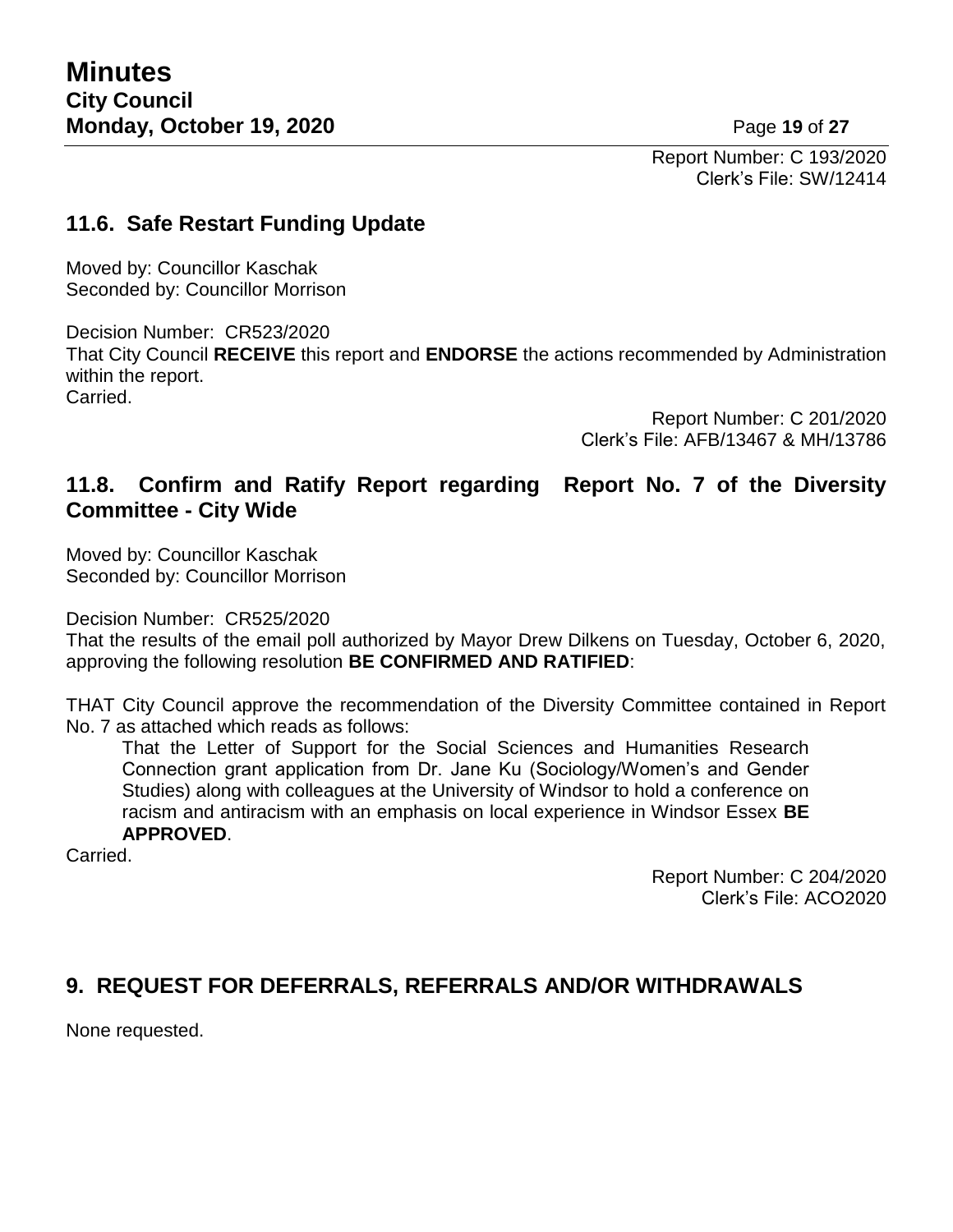Report Number: C 193/2020
Clerk's File: SW/12414

## 11.6. Safe Restart Funding Update

Moved by: Councillor Kaschak
Seconded by: Councillor Morrison

Decision Number: CR523/2020
That City Council **RECEIVE** this report and **ENDORSE** the actions recommended by Administration within the report.
Carried.

Report Number: C 201/2020
Clerk's File: AFB/13467 & MH/13786

## 11.8. Confirm and Ratify Report regarding Report No. 7 of the Diversity Committee - City Wide

Moved by: Councillor Kaschak
Seconded by: Councillor Morrison

Decision Number: CR525/2020
That the results of the email poll authorized by Mayor Drew Dilkens on Tuesday, October 6, 2020, approving the following resolution **BE CONFIRMED AND RATIFIED**:

THAT City Council approve the recommendation of the Diversity Committee contained in Report No. 7 as attached which reads as follows:

> That the Letter of Support for the Social Sciences and Humanities Research Connection grant application from Dr. Jane Ku (Sociology/Women's and Gender Studies) along with colleagues at the University of Windsor to hold a conference on racism and antiracism with an emphasis on local experience in Windsor Essex **BE APPROVED**.

Carried.

Report Number: C 204/2020
Clerk's File: ACO2020

## 9. REQUEST FOR DEFERRALS, REFERRALS AND/OR WITHDRAWALS

None requested.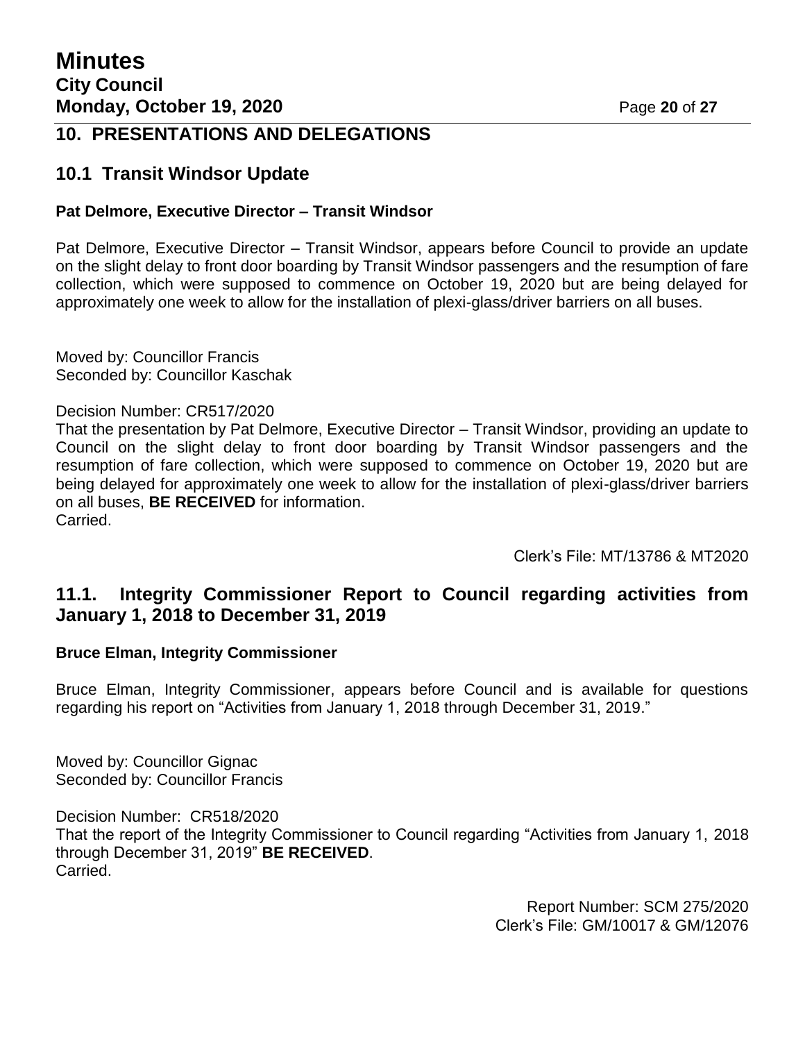## 10. PRESENTATIONS AND DELEGATIONS

### 10.1 Transit Windsor Update

**Pat Delmore, Executive Director – Transit Windsor**

Pat Delmore, Executive Director – Transit Windsor, appears before Council to provide an update on the slight delay to front door boarding by Transit Windsor passengers and the resumption of fare collection, which were supposed to commence on October 19, 2020 but are being delayed for approximately one week to allow for the installation of plexi-glass/driver barriers on all buses.

Moved by: Councillor Francis
Seconded by: Councillor Kaschak

Decision Number: CR517/2020
That the presentation by Pat Delmore, Executive Director – Transit Windsor, providing an update to Council on the slight delay to front door boarding by Transit Windsor passengers and the resumption of fare collection, which were supposed to commence on October 19, 2020 but are being delayed for approximately one week to allow for the installation of plexi-glass/driver barriers on all buses, **BE RECEIVED** for information.
Carried.

Clerk's File: MT/13786 & MT2020

### 11.1. Integrity Commissioner Report to Council regarding activities from January 1, 2018 to December 31, 2019

**Bruce Elman, Integrity Commissioner**

Bruce Elman, Integrity Commissioner, appears before Council and is available for questions regarding his report on "Activities from January 1, 2018 through December 31, 2019."

Moved by: Councillor Gignac
Seconded by: Councillor Francis

Decision Number: CR518/2020
That the report of the Integrity Commissioner to Council regarding "Activities from January 1, 2018 through December 31, 2019" **BE RECEIVED**.
Carried.

Report Number: SCM 275/2020
Clerk's File: GM/10017 & GM/12076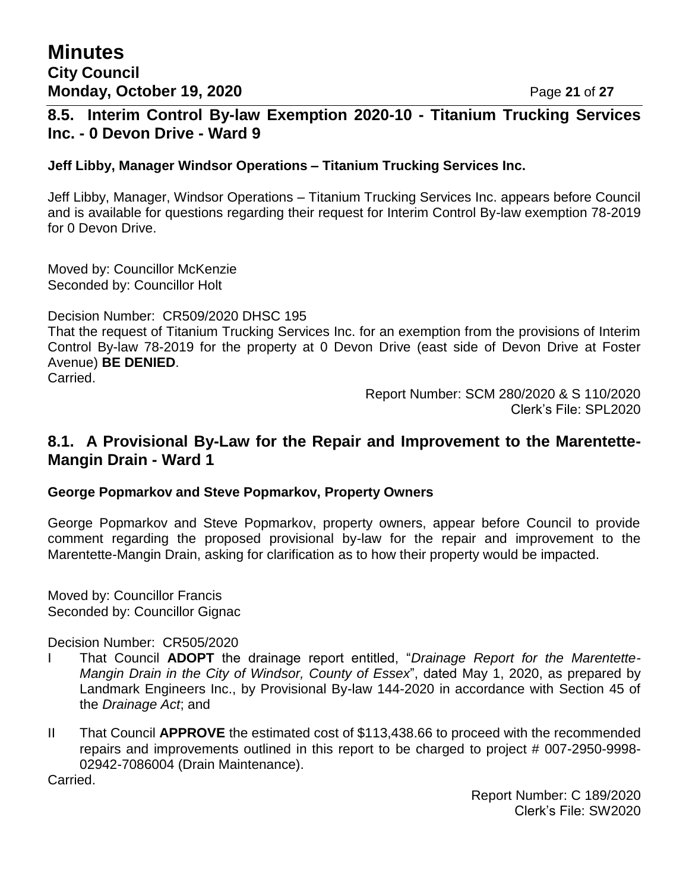## 8.5. Interim Control By-law Exemption 2020-10 - Titanium Trucking Services Inc. - 0 Devon Drive - Ward 9

**Jeff Libby, Manager Windsor Operations – Titanium Trucking Services Inc.**

Jeff Libby, Manager, Windsor Operations – Titanium Trucking Services Inc. appears before Council and is available for questions regarding their request for Interim Control By-law exemption 78-2019 for 0 Devon Drive.

Moved by: Councillor McKenzie
Seconded by: Councillor Holt

Decision Number: CR509/2020 DHSC 195
That the request of Titanium Trucking Services Inc. for an exemption from the provisions of Interim Control By-law 78-2019 for the property at 0 Devon Drive (east side of Devon Drive at Foster Avenue) **BE DENIED**.
Carried.

Report Number: SCM 280/2020 & S 110/2020
Clerk's File: SPL2020

## 8.1. A Provisional By-Law for the Repair and Improvement to the Marentette-Mangin Drain - Ward 1

**George Popmarkov and Steve Popmarkov, Property Owners**

George Popmarkov and Steve Popmarkov, property owners, appear before Council to provide comment regarding the proposed provisional by-law for the repair and improvement to the Marentette-Mangin Drain, asking for clarification as to how their property would be impacted.

Moved by: Councillor Francis
Seconded by: Councillor Gignac

Decision Number: CR505/2020

I That Council **ADOPT** the drainage report entitled, "*Drainage Report for the Marentette-Mangin Drain in the City of Windsor, County of Essex*", dated May 1, 2020, as prepared by Landmark Engineers Inc., by Provisional By-law 144-2020 in accordance with Section 45 of the *Drainage Act*; and

II That Council **APPROVE** the estimated cost of $113,438.66 to proceed with the recommended repairs and improvements outlined in this report to be charged to project # 007-2950-9998-02942-7086004 (Drain Maintenance).

Carried.

Report Number: C 189/2020
Clerk's File: SW2020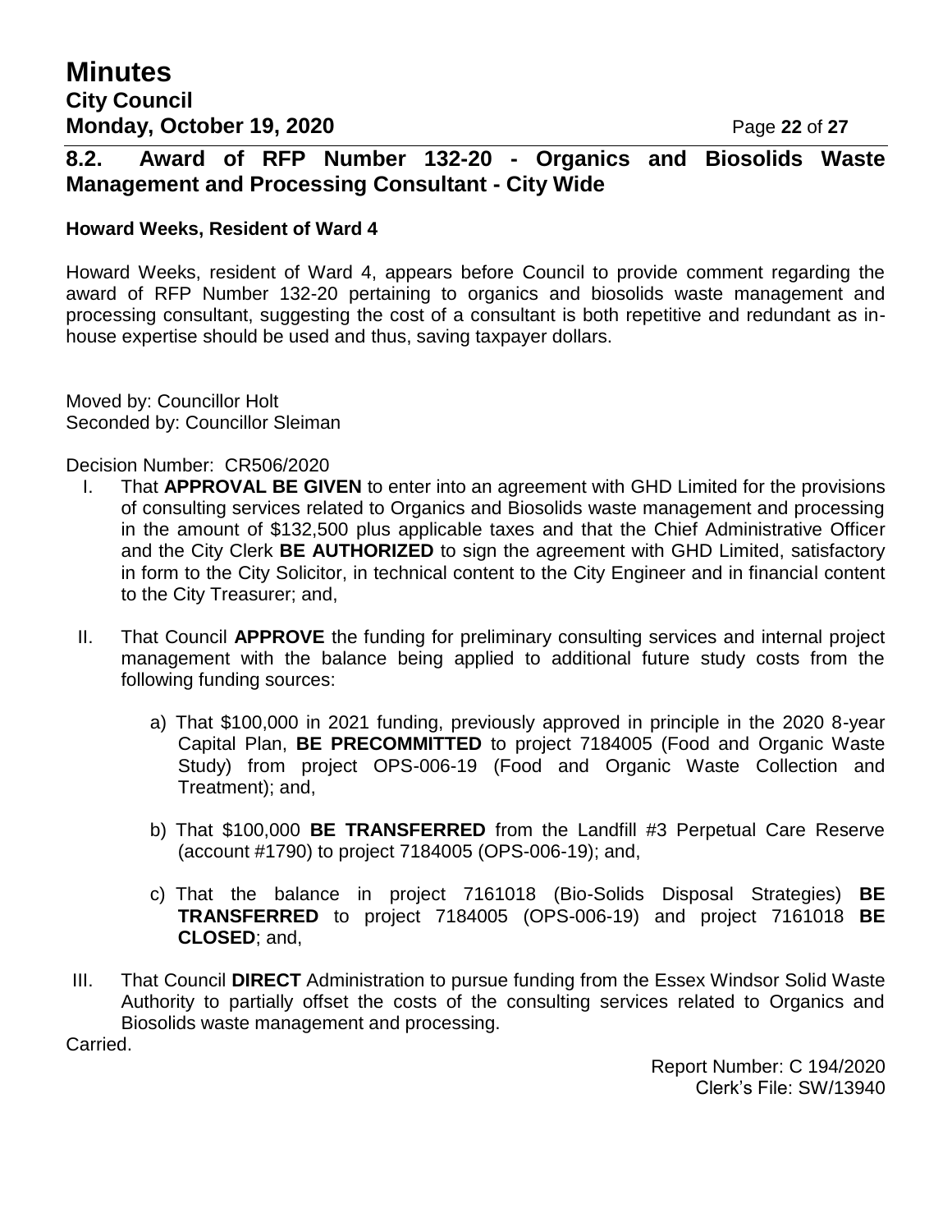## 8.2. Award of RFP Number 132-20 - Organics and Biosolids Waste Management and Processing Consultant - City Wide

**Howard Weeks, Resident of Ward 4**

Howard Weeks, resident of Ward 4, appears before Council to provide comment regarding the award of RFP Number 132-20 pertaining to organics and biosolids waste management and processing consultant, suggesting the cost of a consultant is both repetitive and redundant as in-house expertise should be used and thus, saving taxpayer dollars.

Moved by: Councillor Holt
Seconded by: Councillor Sleiman

Decision Number: CR506/2020

I. That **APPROVAL BE GIVEN** to enter into an agreement with GHD Limited for the provisions of consulting services related to Organics and Biosolids waste management and processing in the amount of $132,500 plus applicable taxes and that the Chief Administrative Officer and the City Clerk **BE AUTHORIZED** to sign the agreement with GHD Limited, satisfactory in form to the City Solicitor, in technical content to the City Engineer and in financial content to the City Treasurer; and,

II. That Council **APPROVE** the funding for preliminary consulting services and internal project management with the balance being applied to additional future study costs from the following funding sources:

   a) That $100,000 in 2021 funding, previously approved in principle in the 2020 8-year Capital Plan, **BE PRECOMMITTED** to project 7184005 (Food and Organic Waste Study) from project OPS-006-19 (Food and Organic Waste Collection and Treatment); and,

   b) That $100,000 **BE TRANSFERRED** from the Landfill #3 Perpetual Care Reserve (account #1790) to project 7184005 (OPS-006-19); and,

   c) That the balance in project 7161018 (Bio-Solids Disposal Strategies) **BE TRANSFERRED** to project 7184005 (OPS-006-19) and project 7161018 **BE CLOSED**; and,

III. That Council **DIRECT** Administration to pursue funding from the Essex Windsor Solid Waste Authority to partially offset the costs of the consulting services related to Organics and Biosolids waste management and processing.

Carried.

Report Number: C 194/2020
Clerk's File: SW/13940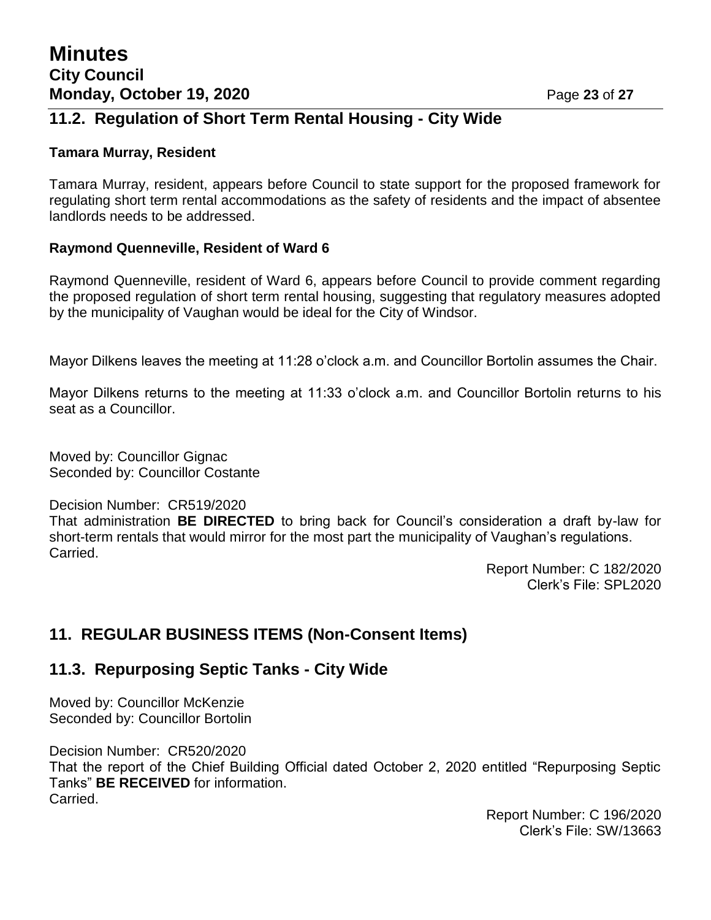## 11.2. Regulation of Short Term Rental Housing - City Wide

**Tamara Murray, Resident**

Tamara Murray, resident, appears before Council to state support for the proposed framework for regulating short term rental accommodations as the safety of residents and the impact of absentee landlords needs to be addressed.

**Raymond Quenneville, Resident of Ward 6**

Raymond Quenneville, resident of Ward 6, appears before Council to provide comment regarding the proposed regulation of short term rental housing, suggesting that regulatory measures adopted by the municipality of Vaughan would be ideal for the City of Windsor.

Mayor Dilkens leaves the meeting at 11:28 o'clock a.m. and Councillor Bortolin assumes the Chair.

Mayor Dilkens returns to the meeting at 11:33 o'clock a.m. and Councillor Bortolin returns to his seat as a Councillor.

Moved by: Councillor Gignac
Seconded by: Councillor Costante

Decision Number: CR519/2020
That administration **BE DIRECTED** to bring back for Council's consideration a draft by-law for short-term rentals that would mirror for the most part the municipality of Vaughan's regulations.
Carried.

Report Number: C 182/2020
Clerk's File: SPL2020

## 11. REGULAR BUSINESS ITEMS (Non-Consent Items)

## 11.3. Repurposing Septic Tanks - City Wide

Moved by: Councillor McKenzie
Seconded by: Councillor Bortolin

Decision Number: CR520/2020
That the report of the Chief Building Official dated October 2, 2020 entitled "Repurposing Septic Tanks" **BE RECEIVED** for information.
Carried.

Report Number: C 196/2020
Clerk's File: SW/13663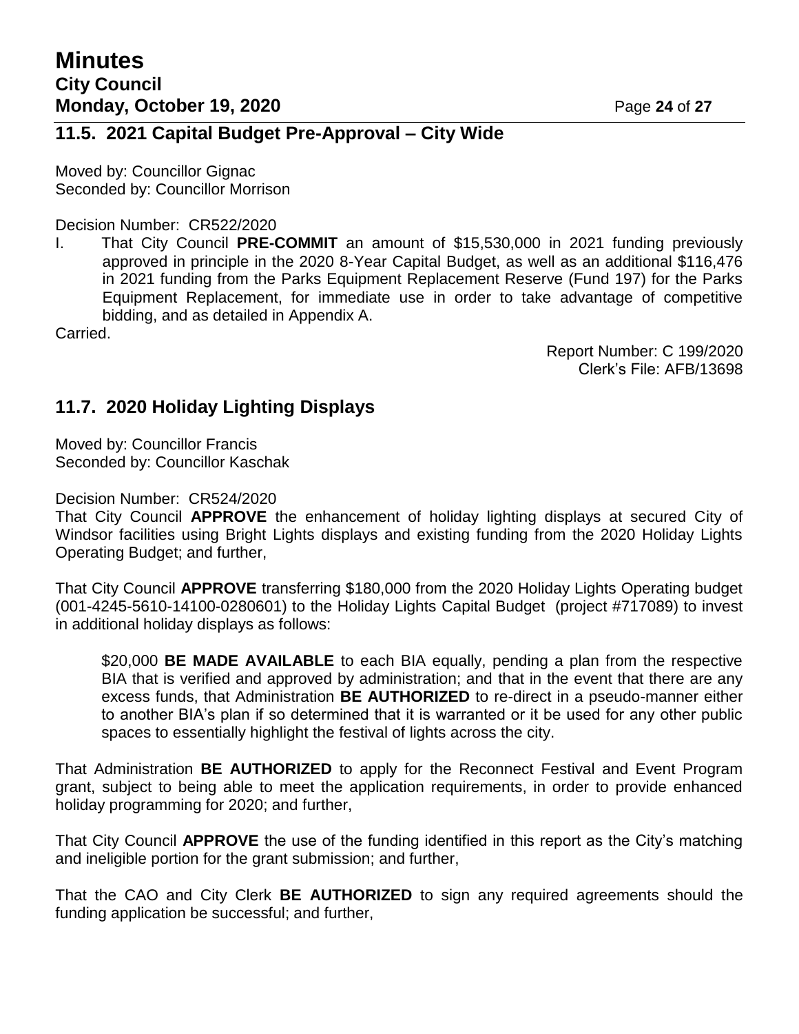## 11.5. 2021 Capital Budget Pre-Approval – City Wide

Moved by: Councillor Gignac
Seconded by: Councillor Morrison

Decision Number: CR522/2020

I. That City Council **PRE-COMMIT** an amount of $15,530,000 in 2021 funding previously approved in principle in the 2020 8-Year Capital Budget, as well as an additional $116,476 in 2021 funding from the Parks Equipment Replacement Reserve (Fund 197) for the Parks Equipment Replacement, for immediate use in order to take advantage of competitive bidding, and as detailed in Appendix A.

Carried.

Report Number: C 199/2020
Clerk's File: AFB/13698

## 11.7. 2020 Holiday Lighting Displays

Moved by: Councillor Francis
Seconded by: Councillor Kaschak

Decision Number: CR524/2020

That City Council **APPROVE** the enhancement of holiday lighting displays at secured City of Windsor facilities using Bright Lights displays and existing funding from the 2020 Holiday Lights Operating Budget; and further,

That City Council **APPROVE** transferring $180,000 from the 2020 Holiday Lights Operating budget (001-4245-5610-14100-0280601) to the Holiday Lights Capital Budget (project #717089) to invest in additional holiday displays as follows:

> $20,000 **BE MADE AVAILABLE** to each BIA equally, pending a plan from the respective BIA that is verified and approved by administration; and that in the event that there are any excess funds, that Administration **BE AUTHORIZED** to re-direct in a pseudo-manner either to another BIA's plan if so determined that it is warranted or it be used for any other public spaces to essentially highlight the festival of lights across the city.

That Administration **BE AUTHORIZED** to apply for the Reconnect Festival and Event Program grant, subject to being able to meet the application requirements, in order to provide enhanced holiday programming for 2020; and further,

That City Council **APPROVE** the use of the funding identified in this report as the City's matching and ineligible portion for the grant submission; and further,

That the CAO and City Clerk **BE AUTHORIZED** to sign any required agreements should the funding application be successful; and further,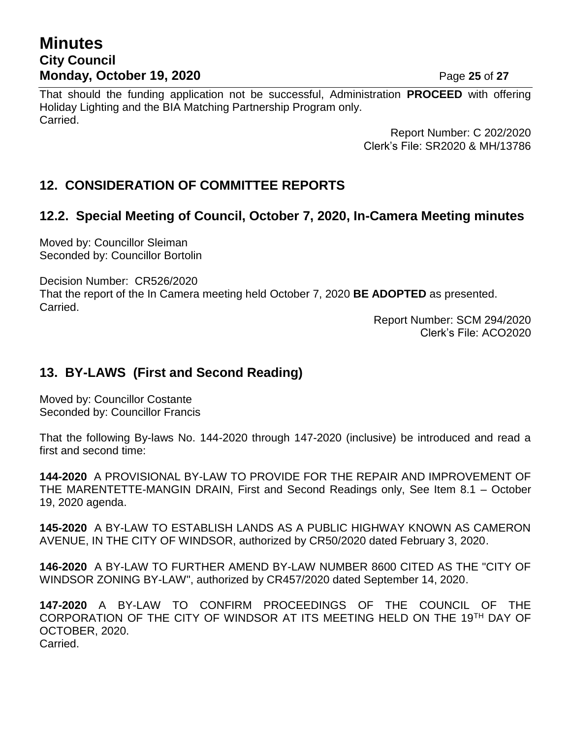That should the funding application not be successful, Administration **PROCEED** with offering Holiday Lighting and the BIA Matching Partnership Program only.
Carried.

Report Number: C 202/2020
Clerk's File: SR2020 & MH/13786

## 12. CONSIDERATION OF COMMITTEE REPORTS

### 12.2. Special Meeting of Council, October 7, 2020, In-Camera Meeting minutes

Moved by: Councillor Sleiman
Seconded by: Councillor Bortolin

Decision Number: CR526/2020
That the report of the In Camera meeting held October 7, 2020 **BE ADOPTED** as presented.
Carried.

Report Number: SCM 294/2020
Clerk's File: ACO2020

## 13. BY-LAWS (First and Second Reading)

Moved by: Councillor Costante
Seconded by: Councillor Francis

That the following By-laws No. 144-2020 through 147-2020 (inclusive) be introduced and read a first and second time:

**144-2020** A PROVISIONAL BY-LAW TO PROVIDE FOR THE REPAIR AND IMPROVEMENT OF THE MARENTETTE-MANGIN DRAIN, First and Second Readings only, See Item 8.1 – October 19, 2020 agenda.

**145-2020** A BY-LAW TO ESTABLISH LANDS AS A PUBLIC HIGHWAY KNOWN AS CAMERON AVENUE, IN THE CITY OF WINDSOR, authorized by CR50/2020 dated February 3, 2020.

**146-2020** A BY-LAW TO FURTHER AMEND BY-LAW NUMBER 8600 CITED AS THE "CITY OF WINDSOR ZONING BY-LAW", authorized by CR457/2020 dated September 14, 2020.

**147-2020** A BY-LAW TO CONFIRM PROCEEDINGS OF THE COUNCIL OF THE CORPORATION OF THE CITY OF WINDSOR AT ITS MEETING HELD ON THE 19TH DAY OF OCTOBER, 2020.
Carried.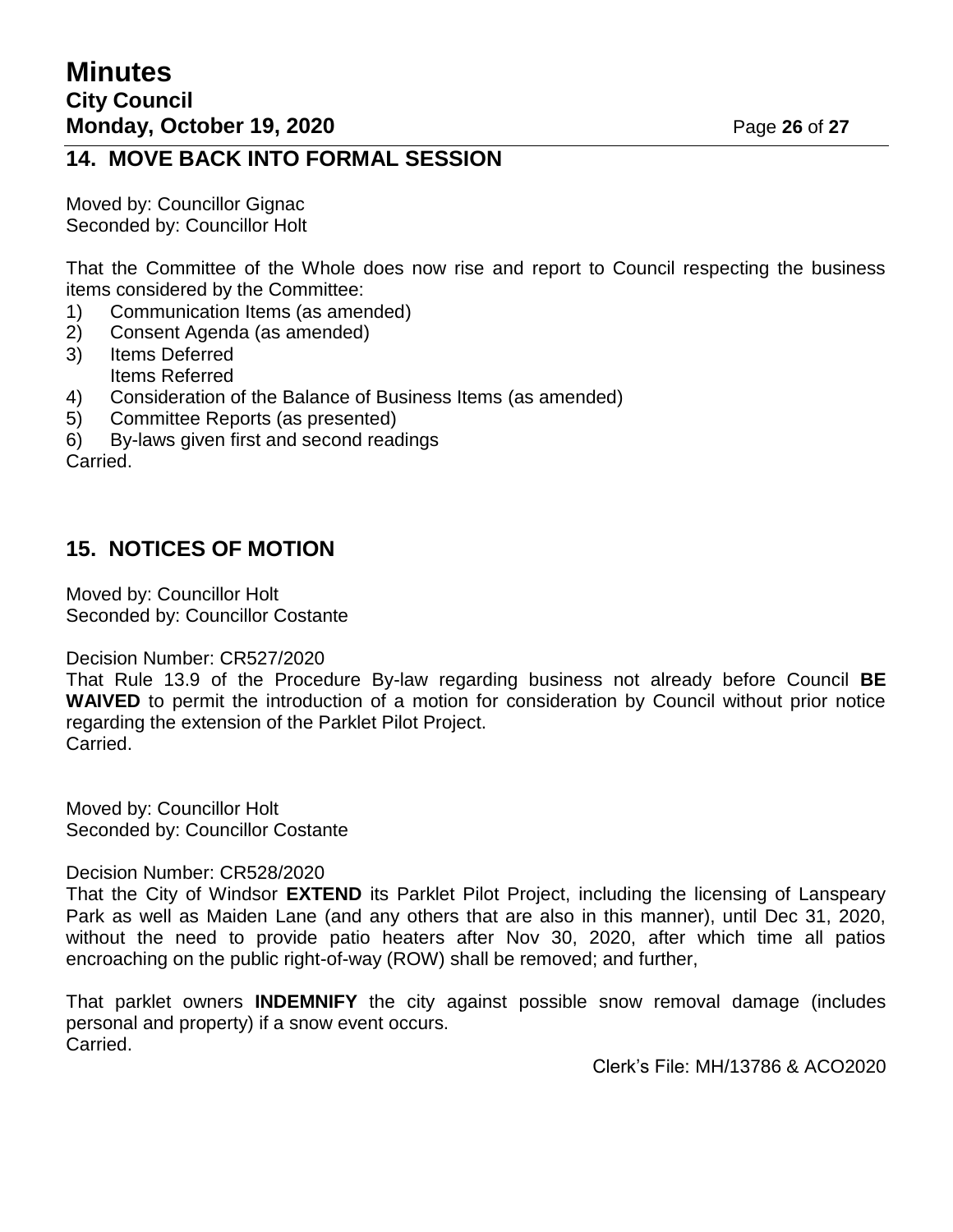## 14. MOVE BACK INTO FORMAL SESSION

Moved by: Councillor Gignac
Seconded by: Councillor Holt

That the Committee of the Whole does now rise and report to Council respecting the business items considered by the Committee:

1) Communication Items (as amended)
2) Consent Agenda (as amended)
3) Items Deferred
   Items Referred
4) Consideration of the Balance of Business Items (as amended)
5) Committee Reports (as presented)
6) By-laws given first and second readings

Carried.

## 15. NOTICES OF MOTION

Moved by: Councillor Holt
Seconded by: Councillor Costante

Decision Number: CR527/2020
That Rule 13.9 of the Procedure By-law regarding business not already before Council **BE WAIVED** to permit the introduction of a motion for consideration by Council without prior notice regarding the extension of the Parklet Pilot Project.
Carried.

Moved by: Councillor Holt
Seconded by: Councillor Costante

Decision Number: CR528/2020
That the City of Windsor **EXTEND** its Parklet Pilot Project, including the licensing of Lanspeary Park as well as Maiden Lane (and any others that are also in this manner), until Dec 31, 2020, without the need to provide patio heaters after Nov 30, 2020, after which time all patios encroaching on the public right-of-way (ROW) shall be removed; and further,

That parklet owners **INDEMNIFY** the city against possible snow removal damage (includes personal and property) if a snow event occurs.
Carried.

Clerk's File: MH/13786 & ACO2020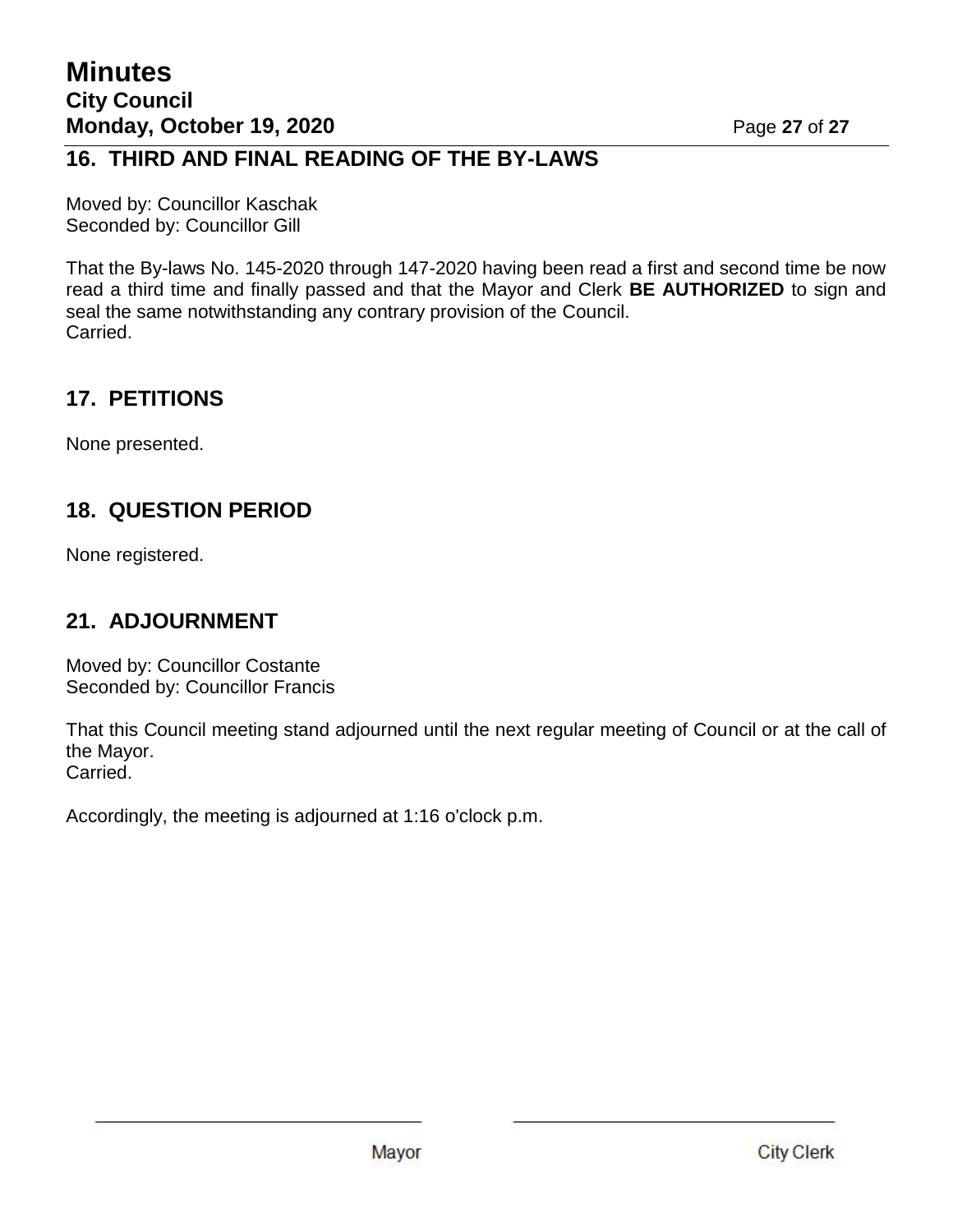## 16. THIRD AND FINAL READING OF THE BY-LAWS

Moved by: Councillor Kaschak
Seconded by: Councillor Gill

That the By-laws No. 145-2020 through 147-2020 having been read a first and second time be now read a third time and finally passed and that the Mayor and Clerk **BE AUTHORIZED** to sign and seal the same notwithstanding any contrary provision of the Council.
Carried.

## 17. PETITIONS

None presented.

## 18. QUESTION PERIOD

None registered.

## 21. ADJOURNMENT

Moved by: Councillor Costante
Seconded by: Councillor Francis

That this Council meeting stand adjourned until the next regular meeting of Council or at the call of the Mayor.
Carried.

Accordingly, the meeting is adjourned at 1:16 o'clock p.m.

\_\_\_\_\_\_\_\_\_\_\_\_\_\_\_\_\_\_\_\_\_\_\_\_\_\_\_\_\_\_
Mayor

\_\_\_\_\_\_\_\_\_\_\_\_\_\_\_\_\_\_\_\_\_\_\_\_\_\_\_\_\_\_
City Clerk